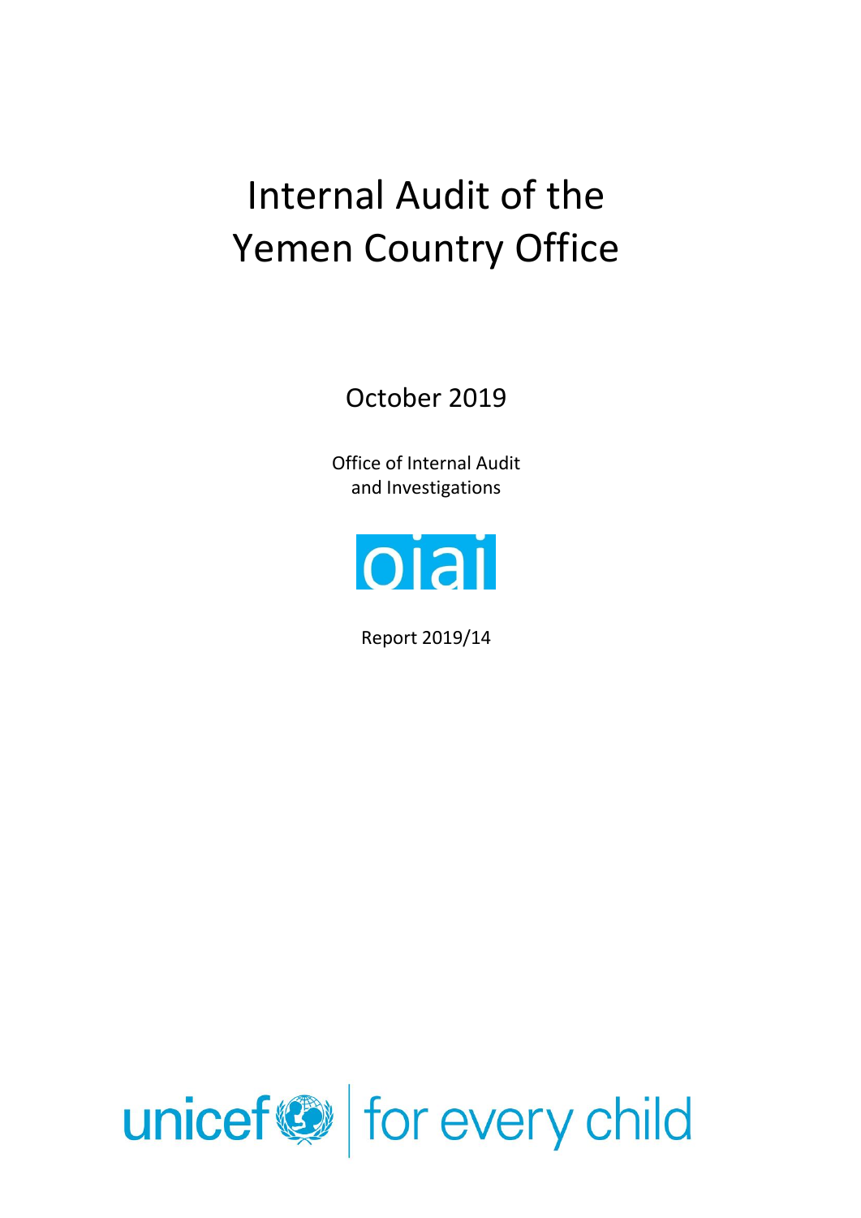# Internal Audit of the Yemen Country Office

October 2019

Office of Internal Audit and Investigations

oiai

Report 2019/14

unicef | for every child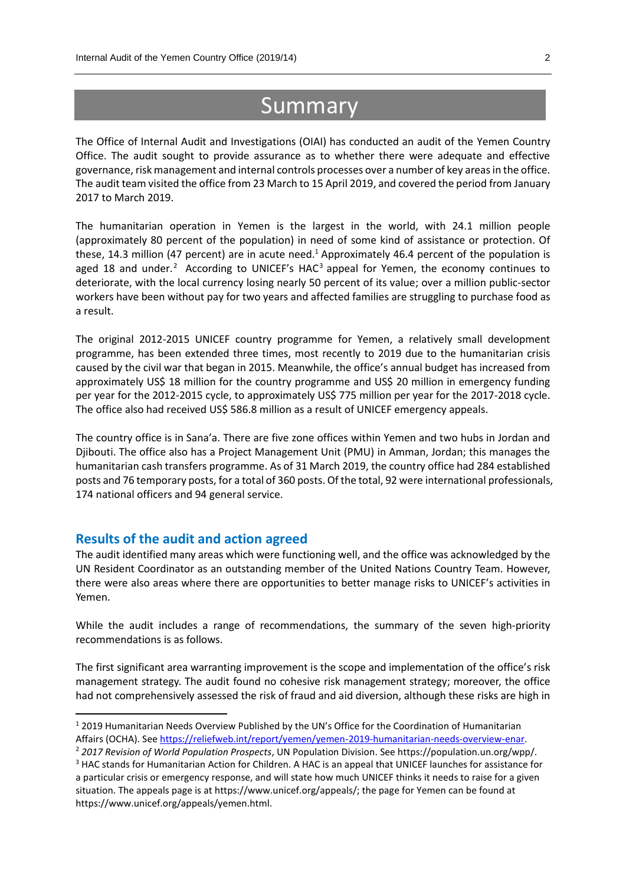# Summary

The Office of Internal Audit and Investigations (OIAI) has conducted an audit of the Yemen Country Office. The audit sought to provide assurance as to whether there were adequate and effective governance, risk management and internal controls processes over a number of key areas in the office. The audit team visited the office from 23 March to 15 April 2019, and covered the period from January 2017 to March 2019.

The humanitarian operation in Yemen is the largest in the world, with 24.1 million people (approximately 80 percent of the population) in need of some kind of assistance or protection. Of these, 14.3 million (47 percent) are in acute need.[1] Approximately 46.4 percent of the population is aged 18 and under.[2] According to UNICEF's HAC[3] appeal for Yemen, the economy continues to deteriorate, with the local currency losing nearly 50 percent of its value; over a million public-sector workers have been without pay for two years and affected families are struggling to purchase food as a result.

The original 2012-2015 UNICEF country programme for Yemen, a relatively small development programme, has been extended three times, most recently to 2019 due to the humanitarian crisis caused by the civil war that began in 2015. Meanwhile, the office's annual budget has increased from approximately US$ 18 million for the country programme and US$ 20 million in emergency funding per year for the 2012-2015 cycle, to approximately US$ 775 million per year for the 2017-2018 cycle. The office also had received US$ 586.8 million as a result of UNICEF emergency appeals.

The country office is in Sana'a. There are five zone offices within Yemen and two hubs in Jordan and Djibouti. The office also has a Project Management Unit (PMU) in Amman, Jordan; this manages the humanitarian cash transfers programme. As of 31 March 2019, the country office had 284 established posts and 76 temporary posts, for a total of 360 posts. Of the total, 92 were international professionals, 174 national officers and 94 general service.

## Results of the audit and action agreed

The audit identified many areas which were functioning well, and the office was acknowledged by the UN Resident Coordinator as an outstanding member of the United Nations Country Team. However, there were also areas where there are opportunities to better manage risks to UNICEF's activities in Yemen.

While the audit includes a range of recommendations, the summary of the seven high-priority recommendations is as follows.

The first significant area warranting improvement is the scope and implementation of the office's risk management strategy. The audit found no cohesive risk management strategy; moreover, the office had not comprehensively assessed the risk of fraud and aid diversion, although these risks are high in

---

[1] 2019 Humanitarian Needs Overview Published by the UN's Office for the Coordination of Humanitarian Affairs (OCHA). See https://reliefweb.int/report/yemen/yemen-2019-humanitarian-needs-overview-enar.

[2] *2017 Revision of World Population Prospects*, UN Population Division. See https://population.un.org/wpp/.

[3] HAC stands for Humanitarian Action for Children. A HAC is an appeal that UNICEF launches for assistance for a particular crisis or emergency response, and will state how much UNICEF thinks it needs to raise for a given situation. The appeals page is at https://www.unicef.org/appeals/; the page for Yemen can be found at https://www.unicef.org/appeals/yemen.html.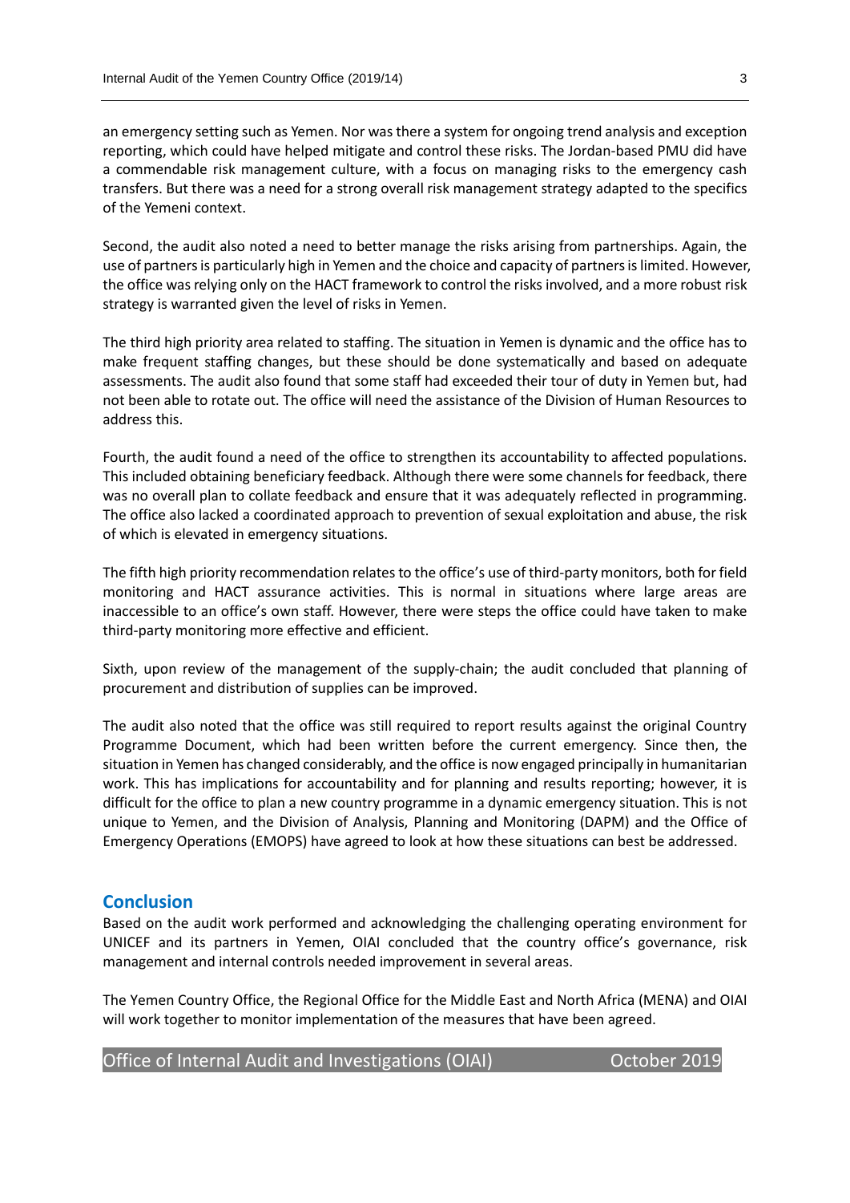an emergency setting such as Yemen. Nor was there a system for ongoing trend analysis and exception reporting, which could have helped mitigate and control these risks. The Jordan-based PMU did have a commendable risk management culture, with a focus on managing risks to the emergency cash transfers. But there was a need for a strong overall risk management strategy adapted to the specifics of the Yemeni context.

Second, the audit also noted a need to better manage the risks arising from partnerships. Again, the use of partners is particularly high in Yemen and the choice and capacity of partners is limited. However, the office was relying only on the HACT framework to control the risks involved, and a more robust risk strategy is warranted given the level of risks in Yemen.

The third high priority area related to staffing. The situation in Yemen is dynamic and the office has to make frequent staffing changes, but these should be done systematically and based on adequate assessments. The audit also found that some staff had exceeded their tour of duty in Yemen but, had not been able to rotate out. The office will need the assistance of the Division of Human Resources to address this.

Fourth, the audit found a need of the office to strengthen its accountability to affected populations. This included obtaining beneficiary feedback. Although there were some channels for feedback, there was no overall plan to collate feedback and ensure that it was adequately reflected in programming. The office also lacked a coordinated approach to prevention of sexual exploitation and abuse, the risk of which is elevated in emergency situations.

The fifth high priority recommendation relates to the office's use of third-party monitors, both for field monitoring and HACT assurance activities. This is normal in situations where large areas are inaccessible to an office's own staff. However, there were steps the office could have taken to make third-party monitoring more effective and efficient.

Sixth, upon review of the management of the supply-chain; the audit concluded that planning of procurement and distribution of supplies can be improved.

The audit also noted that the office was still required to report results against the original Country Programme Document, which had been written before the current emergency. Since then, the situation in Yemen has changed considerably, and the office is now engaged principally in humanitarian work. This has implications for accountability and for planning and results reporting; however, it is difficult for the office to plan a new country programme in a dynamic emergency situation. This is not unique to Yemen, and the Division of Analysis, Planning and Monitoring (DAPM) and the Office of Emergency Operations (EMOPS) have agreed to look at how these situations can best be addressed.

## Conclusion

Based on the audit work performed and acknowledging the challenging operating environment for UNICEF and its partners in Yemen, OIAI concluded that the country office's governance, risk management and internal controls needed improvement in several areas.

The Yemen Country Office, the Regional Office for the Middle East and North Africa (MENA) and OIAI will work together to monitor implementation of the measures that have been agreed.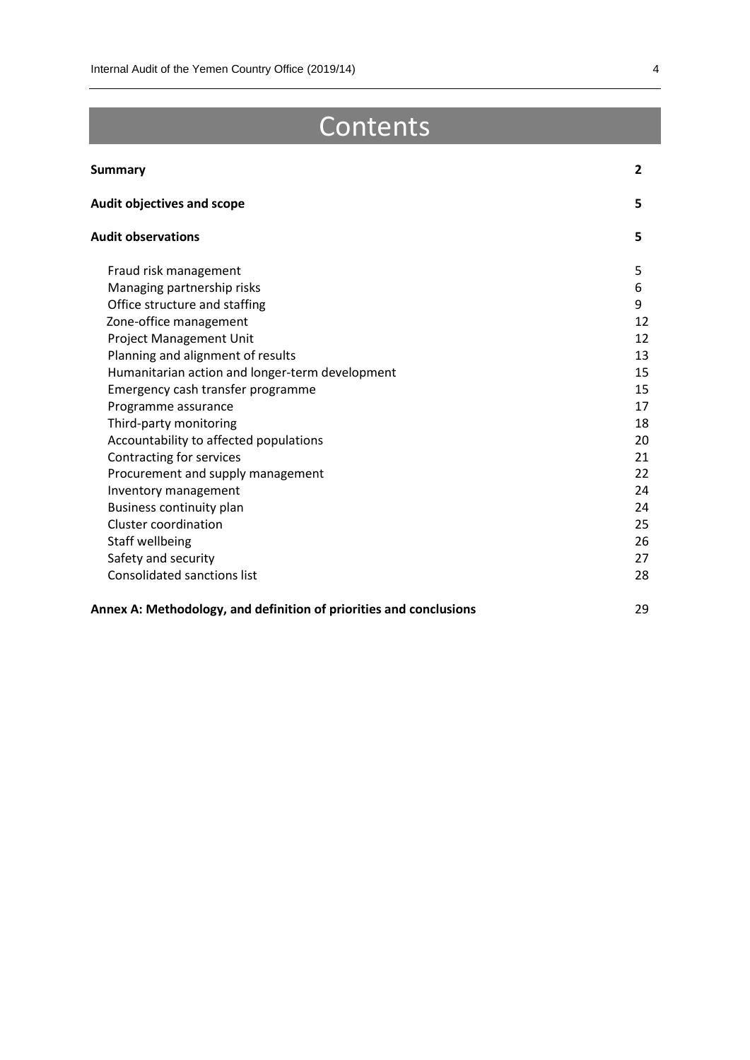# Contents

| | |
|---|---|
| **Summary** | **2** |
| **Audit objectives and scope** | **5** |
| **Audit observations** | **5** |
| Fraud risk management | 5 |
| Managing partnership risks | 6 |
| Office structure and staffing | 9 |
| Zone-office management | 12 |
| Project Management Unit | 12 |
| Planning and alignment of results | 13 |
| Humanitarian action and longer-term development | 15 |
| Emergency cash transfer programme | 15 |
| Programme assurance | 17 |
| Third-party monitoring | 18 |
| Accountability to affected populations | 20 |
| Contracting for services | 21 |
| Procurement and supply management | 22 |
| Inventory management | 24 |
| Business continuity plan | 24 |
| Cluster coordination | 25 |
| Staff wellbeing | 26 |
| Safety and security | 27 |
| Consolidated sanctions list | 28 |
| **Annex A: Methodology, and definition of priorities and conclusions** | 29 |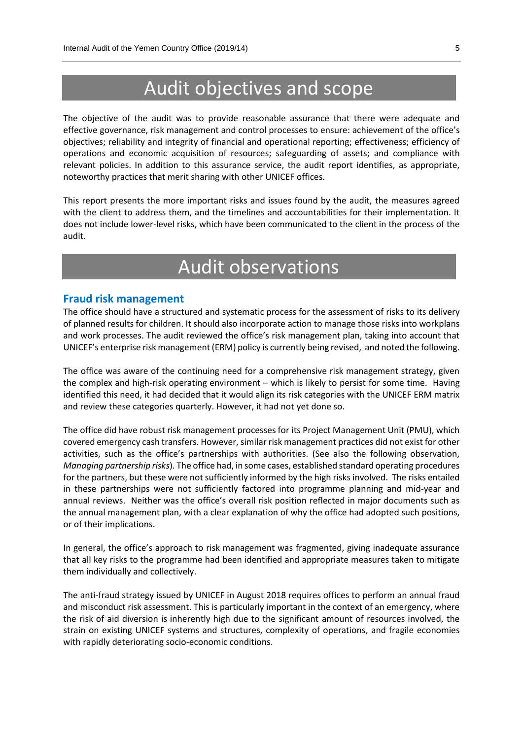# Audit objectives and scope

The objective of the audit was to provide reasonable assurance that there were adequate and effective governance, risk management and control processes to ensure: achievement of the office's objectives; reliability and integrity of financial and operational reporting; effectiveness; efficiency of operations and economic acquisition of resources; safeguarding of assets; and compliance with relevant policies. In addition to this assurance service, the audit report identifies, as appropriate, noteworthy practices that merit sharing with other UNICEF offices.

This report presents the more important risks and issues found by the audit, the measures agreed with the client to address them, and the timelines and accountabilities for their implementation. It does not include lower-level risks, which have been communicated to the client in the process of the audit.

# Audit observations

## Fraud risk management

The office should have a structured and systematic process for the assessment of risks to its delivery of planned results for children. It should also incorporate action to manage those risks into workplans and work processes. The audit reviewed the office's risk management plan, taking into account that UNICEF's enterprise risk management (ERM) policy is currently being revised, and noted the following.

The office was aware of the continuing need for a comprehensive risk management strategy, given the complex and high-risk operating environment – which is likely to persist for some time. Having identified this need, it had decided that it would align its risk categories with the UNICEF ERM matrix and review these categories quarterly. However, it had not yet done so.

The office did have robust risk management processes for its Project Management Unit (PMU), which covered emergency cash transfers. However, similar risk management practices did not exist for other activities, such as the office's partnerships with authorities. (See also the following observation, *Managing partnership risks*). The office had, in some cases, established standard operating procedures for the partners, but these were not sufficiently informed by the high risks involved. The risks entailed in these partnerships were not sufficiently factored into programme planning and mid-year and annual reviews. Neither was the office's overall risk position reflected in major documents such as the annual management plan, with a clear explanation of why the office had adopted such positions, or of their implications.

In general, the office's approach to risk management was fragmented, giving inadequate assurance that all key risks to the programme had been identified and appropriate measures taken to mitigate them individually and collectively.

The anti-fraud strategy issued by UNICEF in August 2018 requires offices to perform an annual fraud and misconduct risk assessment. This is particularly important in the context of an emergency, where the risk of aid diversion is inherently high due to the significant amount of resources involved, the strain on existing UNICEF systems and structures, complexity of operations, and fragile economies with rapidly deteriorating socio-economic conditions.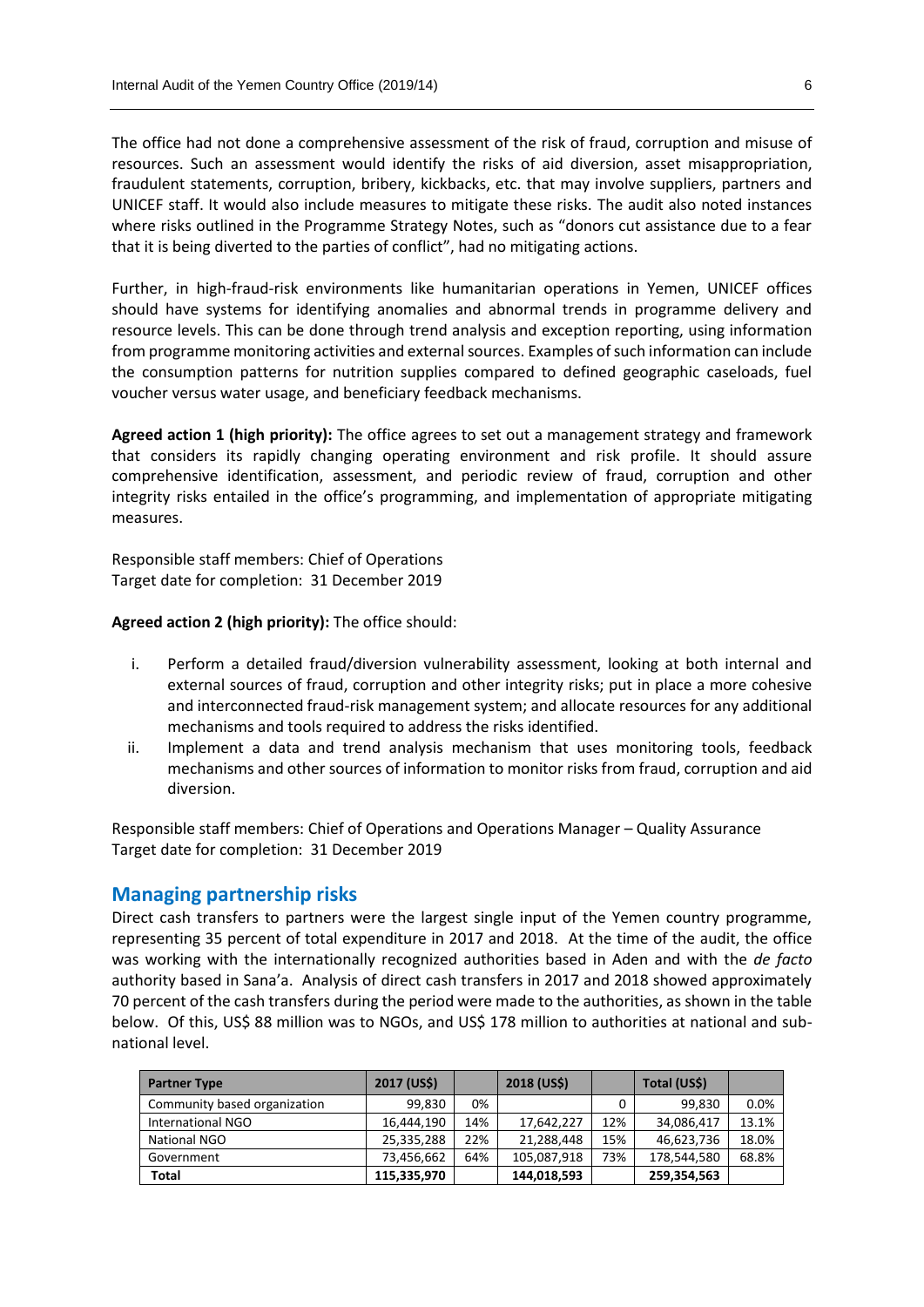The office had not done a comprehensive assessment of the risk of fraud, corruption and misuse of resources. Such an assessment would identify the risks of aid diversion, asset misappropriation, fraudulent statements, corruption, bribery, kickbacks, etc. that may involve suppliers, partners and UNICEF staff. It would also include measures to mitigate these risks. The audit also noted instances where risks outlined in the Programme Strategy Notes, such as "donors cut assistance due to a fear that it is being diverted to the parties of conflict", had no mitigating actions.

Further, in high-fraud-risk environments like humanitarian operations in Yemen, UNICEF offices should have systems for identifying anomalies and abnormal trends in programme delivery and resource levels. This can be done through trend analysis and exception reporting, using information from programme monitoring activities and external sources. Examples of such information can include the consumption patterns for nutrition supplies compared to defined geographic caseloads, fuel voucher versus water usage, and beneficiary feedback mechanisms.

**Agreed action 1 (high priority):** The office agrees to set out a management strategy and framework that considers its rapidly changing operating environment and risk profile. It should assure comprehensive identification, assessment, and periodic review of fraud, corruption and other integrity risks entailed in the office's programming, and implementation of appropriate mitigating measures.

Responsible staff members: Chief of Operations
Target date for completion: 31 December 2019

**Agreed action 2 (high priority):** The office should:

i. Perform a detailed fraud/diversion vulnerability assessment, looking at both internal and external sources of fraud, corruption and other integrity risks; put in place a more cohesive and interconnected fraud-risk management system; and allocate resources for any additional mechanisms and tools required to address the risks identified.
ii. Implement a data and trend analysis mechanism that uses monitoring tools, feedback mechanisms and other sources of information to monitor risks from fraud, corruption and aid diversion.

Responsible staff members: Chief of Operations and Operations Manager – Quality Assurance
Target date for completion: 31 December 2019

## Managing partnership risks

Direct cash transfers to partners were the largest single input of the Yemen country programme, representing 35 percent of total expenditure in 2017 and 2018. At the time of the audit, the office was working with the internationally recognized authorities based in Aden and with the *de facto* authority based in Sana'a. Analysis of direct cash transfers in 2017 and 2018 showed approximately 70 percent of the cash transfers during the period were made to the authorities, as shown in the table below. Of this, US$ 88 million was to NGOs, and US$ 178 million to authorities at national and sub-national level.

| Partner Type | 2017 (US$) | | 2018 (US$) | | Total (US$) | |
|---|---|---|---|---|---|---|
| Community based organization | 99,830 | 0% | | 0 | 99,830 | 0.0% |
| International NGO | 16,444,190 | 14% | 17,642,227 | 12% | 34,086,417 | 13.1% |
| National NGO | 25,335,288 | 22% | 21,288,448 | 15% | 46,623,736 | 18.0% |
| Government | 73,456,662 | 64% | 105,087,918 | 73% | 178,544,580 | 68.8% |
| **Total** | **115,335,970** | | **144,018,593** | | **259,354,563** | |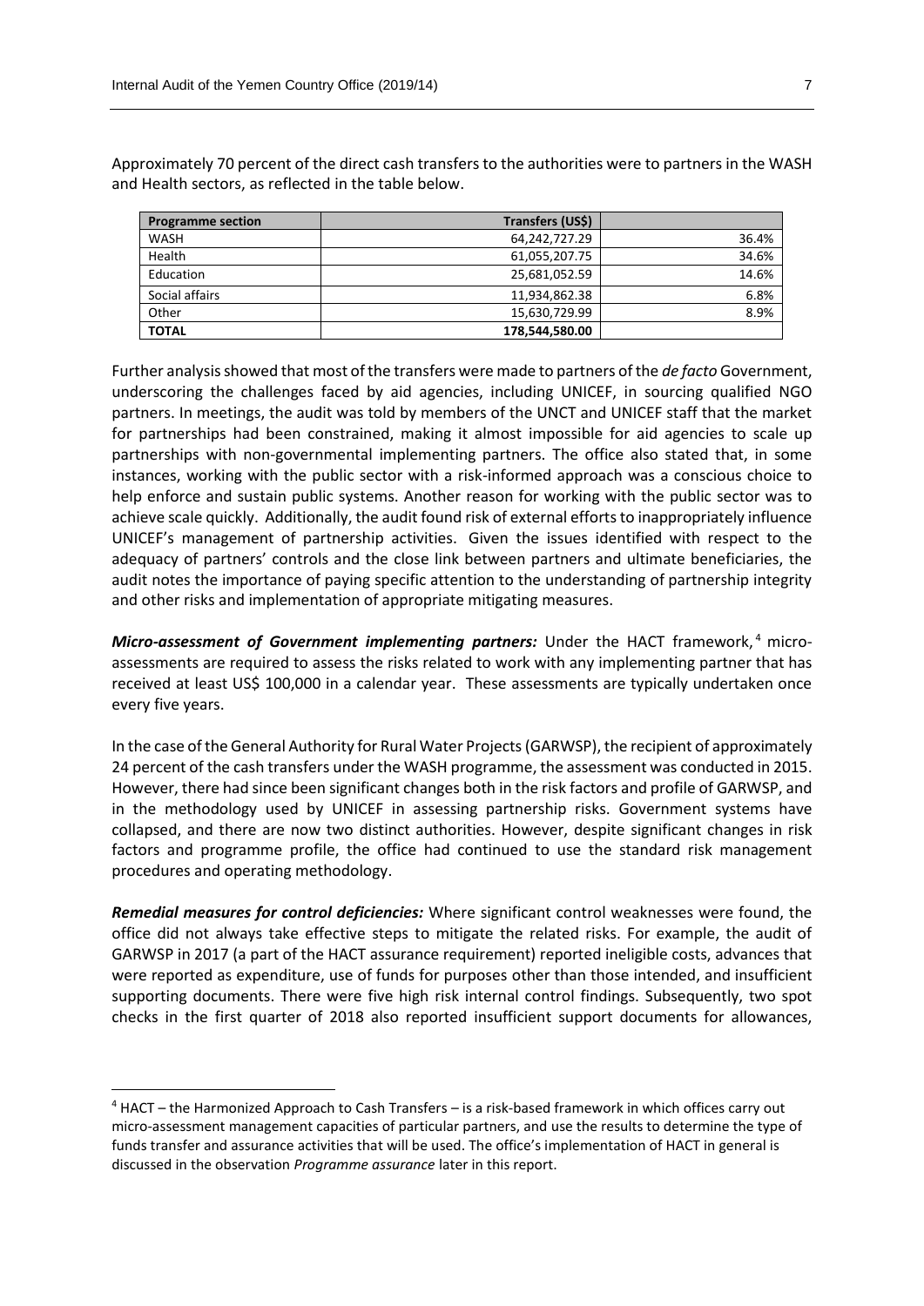Approximately 70 percent of the direct cash transfers to the authorities were to partners in the WASH and Health sectors, as reflected in the table below.

| Programme section | Transfers (US$) | |
|---|---|---|
| WASH | 64,242,727.29 | 36.4% |
| Health | 61,055,207.75 | 34.6% |
| Education | 25,681,052.59 | 14.6% |
| Social affairs | 11,934,862.38 | 6.8% |
| Other | 15,630,729.99 | 8.9% |
| **TOTAL** | **178,544,580.00** | |

Further analysis showed that most of the transfers were made to partners of the *de facto* Government, underscoring the challenges faced by aid agencies, including UNICEF, in sourcing qualified NGO partners. In meetings, the audit was told by members of the UNCT and UNICEF staff that the market for partnerships had been constrained, making it almost impossible for aid agencies to scale up partnerships with non-governmental implementing partners. The office also stated that, in some instances, working with the public sector with a risk-informed approach was a conscious choice to help enforce and sustain public systems. Another reason for working with the public sector was to achieve scale quickly. Additionally, the audit found risk of external efforts to inappropriately influence UNICEF's management of partnership activities. Given the issues identified with respect to the adequacy of partners' controls and the close link between partners and ultimate beneficiaries, the audit notes the importance of paying specific attention to the understanding of partnership integrity and other risks and implementation of appropriate mitigating measures.

***Micro-assessment of Government implementing partners:*** Under the HACT framework,[4] micro-assessments are required to assess the risks related to work with any implementing partner that has received at least US$ 100,000 in a calendar year. These assessments are typically undertaken once every five years.

In the case of the General Authority for Rural Water Projects (GARWSP), the recipient of approximately 24 percent of the cash transfers under the WASH programme, the assessment was conducted in 2015. However, there had since been significant changes both in the risk factors and profile of GARWSP, and in the methodology used by UNICEF in assessing partnership risks. Government systems have collapsed, and there are now two distinct authorities. However, despite significant changes in risk factors and programme profile, the office had continued to use the standard risk management procedures and operating methodology.

***Remedial measures for control deficiencies:*** Where significant control weaknesses were found, the office did not always take effective steps to mitigate the related risks. For example, the audit of GARWSP in 2017 (a part of the HACT assurance requirement) reported ineligible costs, advances that were reported as expenditure, use of funds for purposes other than those intended, and insufficient supporting documents. There were five high risk internal control findings. Subsequently, two spot checks in the first quarter of 2018 also reported insufficient support documents for allowances,

[4] HACT – the Harmonized Approach to Cash Transfers – is a risk-based framework in which offices carry out micro-assessment management capacities of particular partners, and use the results to determine the type of funds transfer and assurance activities that will be used. The office's implementation of HACT in general is discussed in the observation *Programme assurance* later in this report.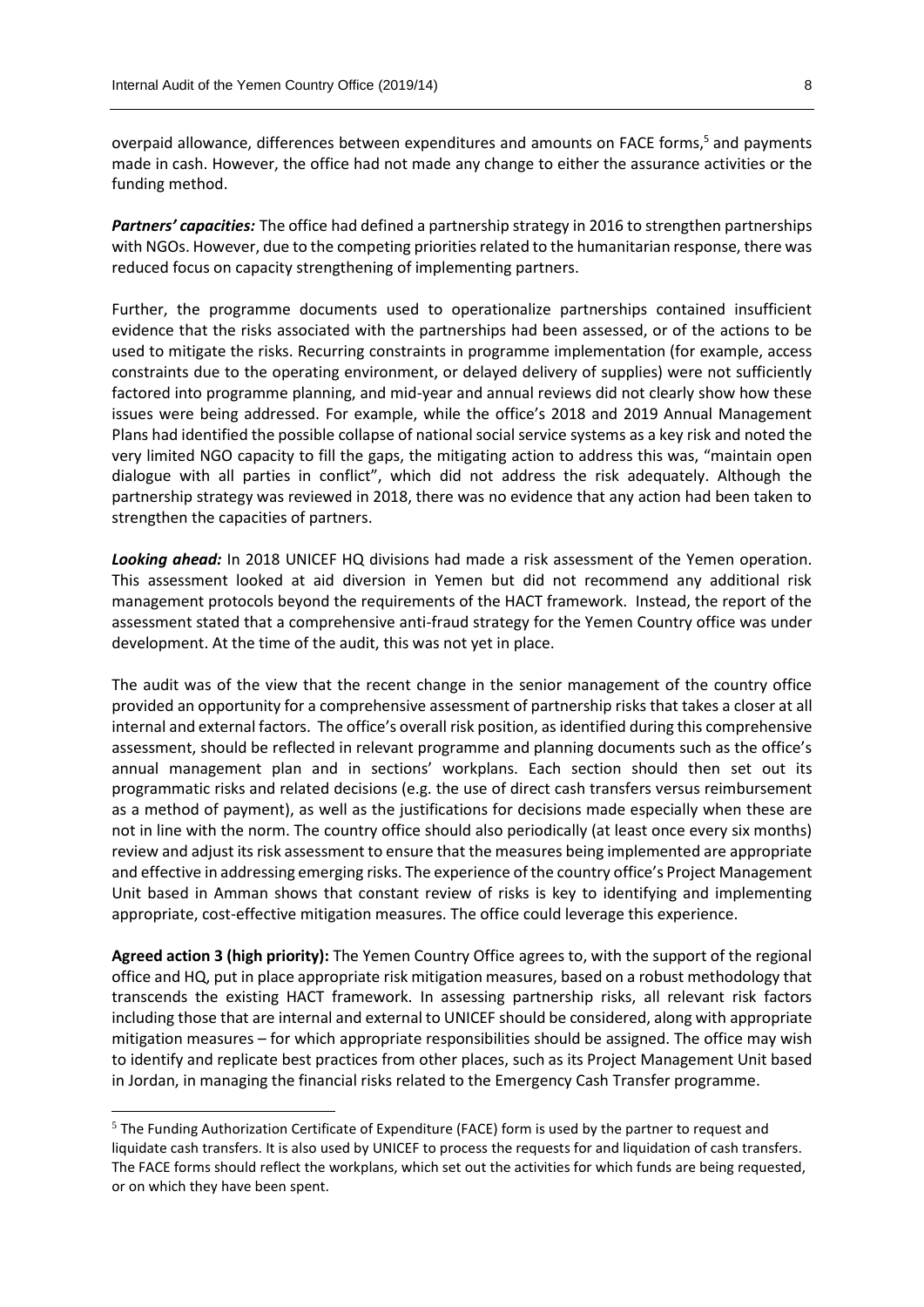overpaid allowance, differences between expenditures and amounts on FACE forms,[5] and payments made in cash. However, the office had not made any change to either the assurance activities or the funding method.

***Partners' capacities:*** The office had defined a partnership strategy in 2016 to strengthen partnerships with NGOs. However, due to the competing priorities related to the humanitarian response, there was reduced focus on capacity strengthening of implementing partners.

Further, the programme documents used to operationalize partnerships contained insufficient evidence that the risks associated with the partnerships had been assessed, or of the actions to be used to mitigate the risks. Recurring constraints in programme implementation (for example, access constraints due to the operating environment, or delayed delivery of supplies) were not sufficiently factored into programme planning, and mid-year and annual reviews did not clearly show how these issues were being addressed. For example, while the office's 2018 and 2019 Annual Management Plans had identified the possible collapse of national social service systems as a key risk and noted the very limited NGO capacity to fill the gaps, the mitigating action to address this was, "maintain open dialogue with all parties in conflict", which did not address the risk adequately. Although the partnership strategy was reviewed in 2018, there was no evidence that any action had been taken to strengthen the capacities of partners.

***Looking ahead:*** In 2018 UNICEF HQ divisions had made a risk assessment of the Yemen operation. This assessment looked at aid diversion in Yemen but did not recommend any additional risk management protocols beyond the requirements of the HACT framework. Instead, the report of the assessment stated that a comprehensive anti-fraud strategy for the Yemen Country office was under development. At the time of the audit, this was not yet in place.

The audit was of the view that the recent change in the senior management of the country office provided an opportunity for a comprehensive assessment of partnership risks that takes a closer at all internal and external factors. The office's overall risk position, as identified during this comprehensive assessment, should be reflected in relevant programme and planning documents such as the office's annual management plan and in sections' workplans. Each section should then set out its programmatic risks and related decisions (e.g. the use of direct cash transfers versus reimbursement as a method of payment), as well as the justifications for decisions made especially when these are not in line with the norm. The country office should also periodically (at least once every six months) review and adjust its risk assessment to ensure that the measures being implemented are appropriate and effective in addressing emerging risks. The experience of the country office's Project Management Unit based in Amman shows that constant review of risks is key to identifying and implementing appropriate, cost-effective mitigation measures. The office could leverage this experience.

**Agreed action 3 (high priority):** The Yemen Country Office agrees to, with the support of the regional office and HQ, put in place appropriate risk mitigation measures, based on a robust methodology that transcends the existing HACT framework. In assessing partnership risks, all relevant risk factors including those that are internal and external to UNICEF should be considered, along with appropriate mitigation measures – for which appropriate responsibilities should be assigned. The office may wish to identify and replicate best practices from other places, such as its Project Management Unit based in Jordan, in managing the financial risks related to the Emergency Cash Transfer programme.

[5] The Funding Authorization Certificate of Expenditure (FACE) form is used by the partner to request and liquidate cash transfers. It is also used by UNICEF to process the requests for and liquidation of cash transfers. The FACE forms should reflect the workplans, which set out the activities for which funds are being requested, or on which they have been spent.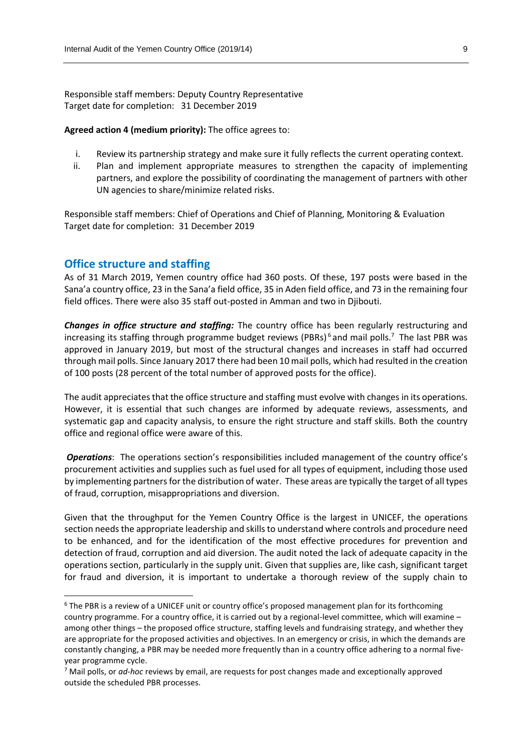Responsible staff members: Deputy Country Representative
Target date for completion: 31 December 2019

**Agreed action 4 (medium priority):** The office agrees to:

i. Review its partnership strategy and make sure it fully reflects the current operating context.
ii. Plan and implement appropriate measures to strengthen the capacity of implementing partners, and explore the possibility of coordinating the management of partners with other UN agencies to share/minimize related risks.

Responsible staff members: Chief of Operations and Chief of Planning, Monitoring & Evaluation
Target date for completion: 31 December 2019

## Office structure and staffing

As of 31 March 2019, Yemen country office had 360 posts. Of these, 197 posts were based in the Sana'a country office, 23 in the Sana'a field office, 35 in Aden field office, and 73 in the remaining four field offices. There were also 35 staff out-posted in Amman and two in Djibouti.

***Changes in office structure and staffing:*** The country office has been regularly restructuring and increasing its staffing through programme budget reviews (PBRs)[6] and mail polls.[7] The last PBR was approved in January 2019, but most of the structural changes and increases in staff had occurred through mail polls. Since January 2017 there had been 10 mail polls, which had resulted in the creation of 100 posts (28 percent of the total number of approved posts for the office).

The audit appreciates that the office structure and staffing must evolve with changes in its operations. However, it is essential that such changes are informed by adequate reviews, assessments, and systematic gap and capacity analysis, to ensure the right structure and staff skills. Both the country office and regional office were aware of this.

***Operations***: The operations section's responsibilities included management of the country office's procurement activities and supplies such as fuel used for all types of equipment, including those used by implementing partners for the distribution of water. These areas are typically the target of all types of fraud, corruption, misappropriations and diversion.

Given that the throughput for the Yemen Country Office is the largest in UNICEF, the operations section needs the appropriate leadership and skills to understand where controls and procedure need to be enhanced, and for the identification of the most effective procedures for prevention and detection of fraud, corruption and aid diversion. The audit noted the lack of adequate capacity in the operations section, particularly in the supply unit. Given that supplies are, like cash, significant target for fraud and diversion, it is important to undertake a thorough review of the supply chain to

---

[6] The PBR is a review of a UNICEF unit or country office's proposed management plan for its forthcoming country programme. For a country office, it is carried out by a regional-level committee, which will examine – among other things – the proposed office structure, staffing levels and fundraising strategy, and whether they are appropriate for the proposed activities and objectives. In an emergency or crisis, in which the demands are constantly changing, a PBR may be needed more frequently than in a country office adhering to a normal five-year programme cycle.

[7] Mail polls, or *ad-hoc* reviews by email, are requests for post changes made and exceptionally approved outside the scheduled PBR processes.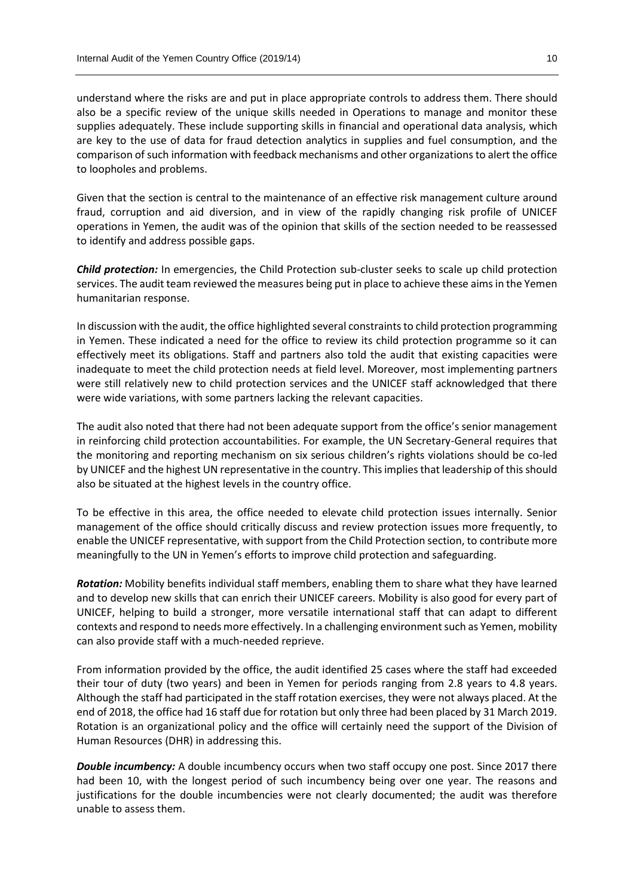understand where the risks are and put in place appropriate controls to address them. There should also be a specific review of the unique skills needed in Operations to manage and monitor these supplies adequately. These include supporting skills in financial and operational data analysis, which are key to the use of data for fraud detection analytics in supplies and fuel consumption, and the comparison of such information with feedback mechanisms and other organizations to alert the office to loopholes and problems.

Given that the section is central to the maintenance of an effective risk management culture around fraud, corruption and aid diversion, and in view of the rapidly changing risk profile of UNICEF operations in Yemen, the audit was of the opinion that skills of the section needed to be reassessed to identify and address possible gaps.

***Child protection:*** In emergencies, the Child Protection sub-cluster seeks to scale up child protection services. The audit team reviewed the measures being put in place to achieve these aims in the Yemen humanitarian response.

In discussion with the audit, the office highlighted several constraints to child protection programming in Yemen. These indicated a need for the office to review its child protection programme so it can effectively meet its obligations. Staff and partners also told the audit that existing capacities were inadequate to meet the child protection needs at field level. Moreover, most implementing partners were still relatively new to child protection services and the UNICEF staff acknowledged that there were wide variations, with some partners lacking the relevant capacities.

The audit also noted that there had not been adequate support from the office's senior management in reinforcing child protection accountabilities. For example, the UN Secretary-General requires that the monitoring and reporting mechanism on six serious children's rights violations should be co-led by UNICEF and the highest UN representative in the country. This implies that leadership of this should also be situated at the highest levels in the country office.

To be effective in this area, the office needed to elevate child protection issues internally. Senior management of the office should critically discuss and review protection issues more frequently, to enable the UNICEF representative, with support from the Child Protection section, to contribute more meaningfully to the UN in Yemen's efforts to improve child protection and safeguarding.

***Rotation:*** Mobility benefits individual staff members, enabling them to share what they have learned and to develop new skills that can enrich their UNICEF careers. Mobility is also good for every part of UNICEF, helping to build a stronger, more versatile international staff that can adapt to different contexts and respond to needs more effectively. In a challenging environment such as Yemen, mobility can also provide staff with a much-needed reprieve.

From information provided by the office, the audit identified 25 cases where the staff had exceeded their tour of duty (two years) and been in Yemen for periods ranging from 2.8 years to 4.8 years. Although the staff had participated in the staff rotation exercises, they were not always placed. At the end of 2018, the office had 16 staff due for rotation but only three had been placed by 31 March 2019. Rotation is an organizational policy and the office will certainly need the support of the Division of Human Resources (DHR) in addressing this.

***Double incumbency:*** A double incumbency occurs when two staff occupy one post. Since 2017 there had been 10, with the longest period of such incumbency being over one year. The reasons and justifications for the double incumbencies were not clearly documented; the audit was therefore unable to assess them.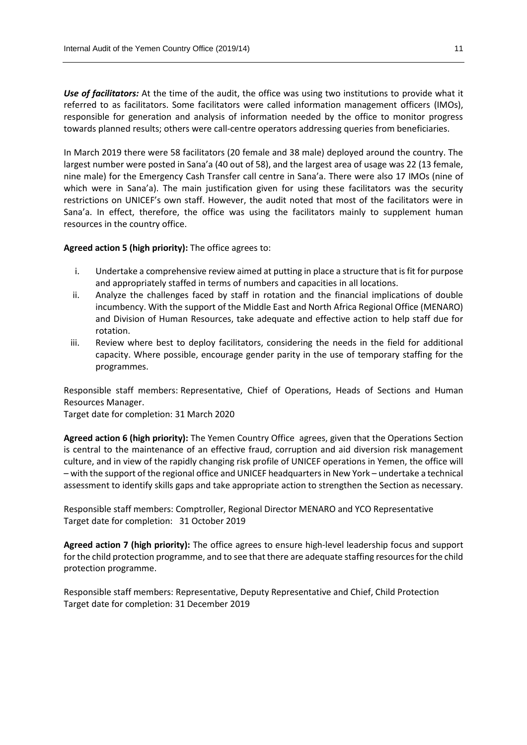***Use of facilitators:*** At the time of the audit, the office was using two institutions to provide what it referred to as facilitators. Some facilitators were called information management officers (IMOs), responsible for generation and analysis of information needed by the office to monitor progress towards planned results; others were call-centre operators addressing queries from beneficiaries.

In March 2019 there were 58 facilitators (20 female and 38 male) deployed around the country. The largest number were posted in Sana'a (40 out of 58), and the largest area of usage was 22 (13 female, nine male) for the Emergency Cash Transfer call centre in Sana'a. There were also 17 IMOs (nine of which were in Sana'a). The main justification given for using these facilitators was the security restrictions on UNICEF's own staff. However, the audit noted that most of the facilitators were in Sana'a. In effect, therefore, the office was using the facilitators mainly to supplement human resources in the country office.

**Agreed action 5 (high priority):** The office agrees to:

i. Undertake a comprehensive review aimed at putting in place a structure that is fit for purpose and appropriately staffed in terms of numbers and capacities in all locations.
ii. Analyze the challenges faced by staff in rotation and the financial implications of double incumbency. With the support of the Middle East and North Africa Regional Office (MENARO) and Division of Human Resources, take adequate and effective action to help staff due for rotation.
iii. Review where best to deploy facilitators, considering the needs in the field for additional capacity. Where possible, encourage gender parity in the use of temporary staffing for the programmes.

Responsible staff members: Representative, Chief of Operations, Heads of Sections and Human Resources Manager.
Target date for completion: 31 March 2020

**Agreed action 6 (high priority):** The Yemen Country Office agrees, given that the Operations Section is central to the maintenance of an effective fraud, corruption and aid diversion risk management culture, and in view of the rapidly changing risk profile of UNICEF operations in Yemen, the office will – with the support of the regional office and UNICEF headquarters in New York – undertake a technical assessment to identify skills gaps and take appropriate action to strengthen the Section as necessary.

Responsible staff members: Comptroller, Regional Director MENARO and YCO Representative
Target date for completion: 31 October 2019

**Agreed action 7 (high priority):** The office agrees to ensure high-level leadership focus and support for the child protection programme, and to see that there are adequate staffing resources for the child protection programme.

Responsible staff members: Representative, Deputy Representative and Chief, Child Protection
Target date for completion: 31 December 2019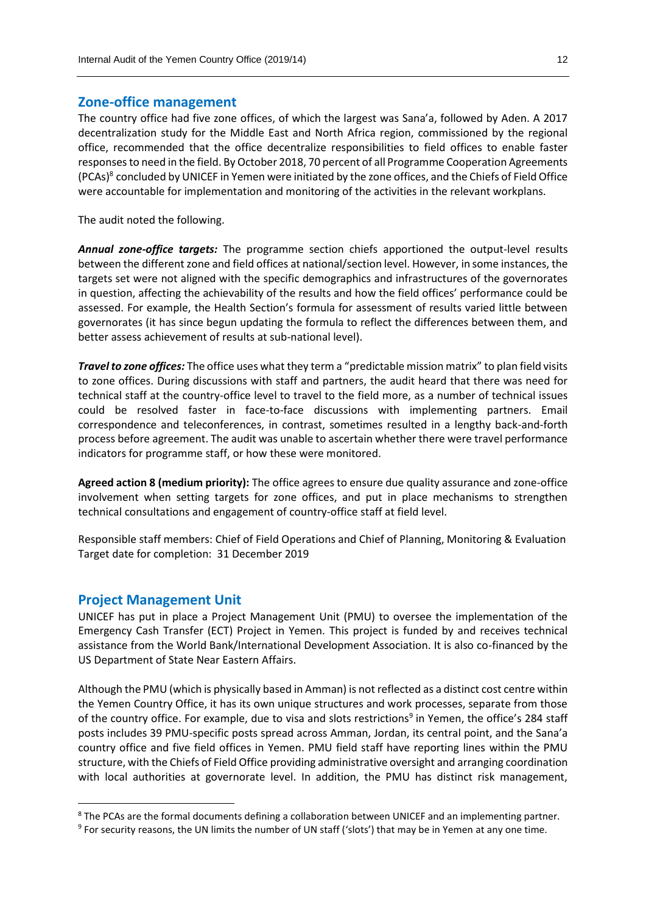## Zone-office management

The country office had five zone offices, of which the largest was Sana'a, followed by Aden. A 2017 decentralization study for the Middle East and North Africa region, commissioned by the regional office, recommended that the office decentralize responsibilities to field offices to enable faster responses to need in the field. By October 2018, 70 percent of all Programme Cooperation Agreements (PCAs)[8] concluded by UNICEF in Yemen were initiated by the zone offices, and the Chiefs of Field Office were accountable for implementation and monitoring of the activities in the relevant workplans.

The audit noted the following.

***Annual zone-office targets:*** The programme section chiefs apportioned the output-level results between the different zone and field offices at national/section level. However, in some instances, the targets set were not aligned with the specific demographics and infrastructures of the governorates in question, affecting the achievability of the results and how the field offices' performance could be assessed. For example, the Health Section's formula for assessment of results varied little between governorates (it has since begun updating the formula to reflect the differences between them, and better assess achievement of results at sub-national level).

***Travel to zone offices:*** The office uses what they term a "predictable mission matrix" to plan field visits to zone offices. During discussions with staff and partners, the audit heard that there was need for technical staff at the country-office level to travel to the field more, as a number of technical issues could be resolved faster in face-to-face discussions with implementing partners. Email correspondence and teleconferences, in contrast, sometimes resulted in a lengthy back-and-forth process before agreement. The audit was unable to ascertain whether there were travel performance indicators for programme staff, or how these were monitored.

**Agreed action 8 (medium priority):** The office agrees to ensure due quality assurance and zone-office involvement when setting targets for zone offices, and put in place mechanisms to strengthen technical consultations and engagement of country-office staff at field level.

Responsible staff members: Chief of Field Operations and Chief of Planning, Monitoring & Evaluation
Target date for completion: 31 December 2019

## Project Management Unit

UNICEF has put in place a Project Management Unit (PMU) to oversee the implementation of the Emergency Cash Transfer (ECT) Project in Yemen. This project is funded by and receives technical assistance from the World Bank/International Development Association. It is also co-financed by the US Department of State Near Eastern Affairs.

Although the PMU (which is physically based in Amman) is not reflected as a distinct cost centre within the Yemen Country Office, it has its own unique structures and work processes, separate from those of the country office. For example, due to visa and slots restrictions[9] in Yemen, the office's 284 staff posts includes 39 PMU-specific posts spread across Amman, Jordan, its central point, and the Sana'a country office and five field offices in Yemen. PMU field staff have reporting lines within the PMU structure, with the Chiefs of Field Office providing administrative oversight and arranging coordination with local authorities at governorate level. In addition, the PMU has distinct risk management,

[8] The PCAs are the formal documents defining a collaboration between UNICEF and an implementing partner.

[9] For security reasons, the UN limits the number of UN staff ('slots') that may be in Yemen at any one time.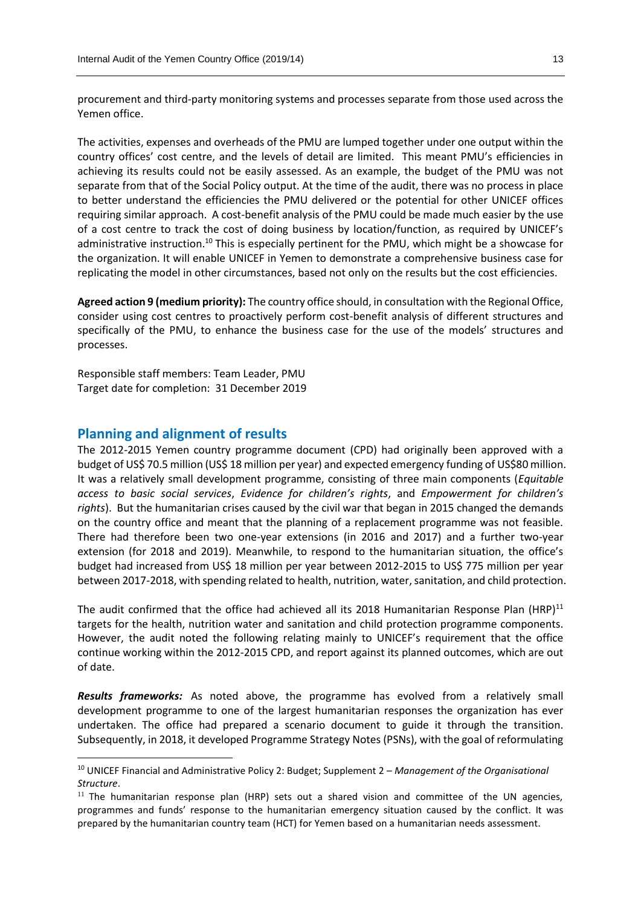procurement and third-party monitoring systems and processes separate from those used across the Yemen office.

The activities, expenses and overheads of the PMU are lumped together under one output within the country offices' cost centre, and the levels of detail are limited. This meant PMU's efficiencies in achieving its results could not be easily assessed. As an example, the budget of the PMU was not separate from that of the Social Policy output. At the time of the audit, there was no process in place to better understand the efficiencies the PMU delivered or the potential for other UNICEF offices requiring similar approach. A cost-benefit analysis of the PMU could be made much easier by the use of a cost centre to track the cost of doing business by location/function, as required by UNICEF's administrative instruction.[10] This is especially pertinent for the PMU, which might be a showcase for the organization. It will enable UNICEF in Yemen to demonstrate a comprehensive business case for replicating the model in other circumstances, based not only on the results but the cost efficiencies.

**Agreed action 9 (medium priority):** The country office should, in consultation with the Regional Office, consider using cost centres to proactively perform cost-benefit analysis of different structures and specifically of the PMU, to enhance the business case for the use of the models' structures and processes.

Responsible staff members: Team Leader, PMU
Target date for completion: 31 December 2019

## Planning and alignment of results

The 2012-2015 Yemen country programme document (CPD) had originally been approved with a budget of US$ 70.5 million (US$ 18 million per year) and expected emergency funding of US$80 million. It was a relatively small development programme, consisting of three main components (*Equitable access to basic social services*, *Evidence for children's rights*, and *Empowerment for children's rights*). But the humanitarian crises caused by the civil war that began in 2015 changed the demands on the country office and meant that the planning of a replacement programme was not feasible. There had therefore been two one-year extensions (in 2016 and 2017) and a further two-year extension (for 2018 and 2019). Meanwhile, to respond to the humanitarian situation, the office's budget had increased from US$ 18 million per year between 2012-2015 to US$ 775 million per year between 2017-2018, with spending related to health, nutrition, water, sanitation, and child protection.

The audit confirmed that the office had achieved all its 2018 Humanitarian Response Plan (HRP)[11] targets for the health, nutrition water and sanitation and child protection programme components. However, the audit noted the following relating mainly to UNICEF's requirement that the office continue working within the 2012-2015 CPD, and report against its planned outcomes, which are out of date.

***Results frameworks:*** As noted above, the programme has evolved from a relatively small development programme to one of the largest humanitarian responses the organization has ever undertaken. The office had prepared a scenario document to guide it through the transition. Subsequently, in 2018, it developed Programme Strategy Notes (PSNs), with the goal of reformulating

---

[10] UNICEF Financial and Administrative Policy 2: Budget; Supplement 2 – *Management of the Organisational Structure*.

[11] The humanitarian response plan (HRP) sets out a shared vision and committee of the UN agencies, programmes and funds' response to the humanitarian emergency situation caused by the conflict. It was prepared by the humanitarian country team (HCT) for Yemen based on a humanitarian needs assessment.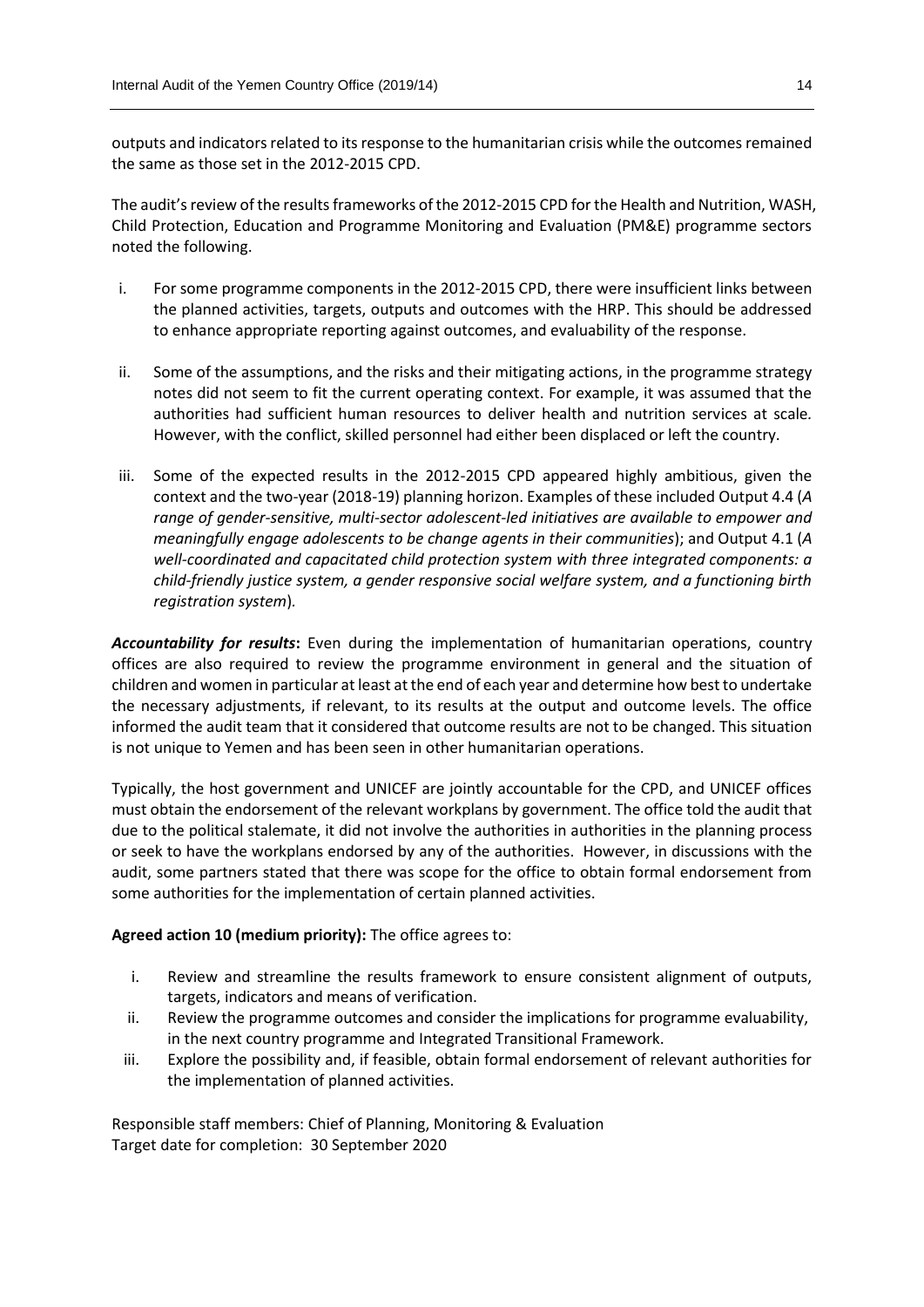outputs and indicators related to its response to the humanitarian crisis while the outcomes remained the same as those set in the 2012-2015 CPD.

The audit's review of the results frameworks of the 2012-2015 CPD for the Health and Nutrition, WASH, Child Protection, Education and Programme Monitoring and Evaluation (PM&E) programme sectors noted the following.

i. For some programme components in the 2012-2015 CPD, there were insufficient links between the planned activities, targets, outputs and outcomes with the HRP. This should be addressed to enhance appropriate reporting against outcomes, and evaluability of the response.

ii. Some of the assumptions, and the risks and their mitigating actions, in the programme strategy notes did not seem to fit the current operating context. For example, it was assumed that the authorities had sufficient human resources to deliver health and nutrition services at scale. However, with the conflict, skilled personnel had either been displaced or left the country.

iii. Some of the expected results in the 2012-2015 CPD appeared highly ambitious, given the context and the two-year (2018-19) planning horizon. Examples of these included Output 4.4 (*A range of gender-sensitive, multi-sector adolescent-led initiatives are available to empower and meaningfully engage adolescents to be change agents in their communities*); and Output 4.1 (*A well-coordinated and capacitated child protection system with three integrated components: a child-friendly justice system, a gender responsive social welfare system, and a functioning birth registration system*).

***Accountability for results*:** Even during the implementation of humanitarian operations, country offices are also required to review the programme environment in general and the situation of children and women in particular at least at the end of each year and determine how best to undertake the necessary adjustments, if relevant, to its results at the output and outcome levels. The office informed the audit team that it considered that outcome results are not to be changed. This situation is not unique to Yemen and has been seen in other humanitarian operations.

Typically, the host government and UNICEF are jointly accountable for the CPD, and UNICEF offices must obtain the endorsement of the relevant workplans by government. The office told the audit that due to the political stalemate, it did not involve the authorities in authorities in the planning process or seek to have the workplans endorsed by any of the authorities. However, in discussions with the audit, some partners stated that there was scope for the office to obtain formal endorsement from some authorities for the implementation of certain planned activities.

**Agreed action 10 (medium priority):** The office agrees to:

i. Review and streamline the results framework to ensure consistent alignment of outputs, targets, indicators and means of verification.
ii. Review the programme outcomes and consider the implications for programme evaluability, in the next country programme and Integrated Transitional Framework.
iii. Explore the possibility and, if feasible, obtain formal endorsement of relevant authorities for the implementation of planned activities.

Responsible staff members: Chief of Planning, Monitoring & Evaluation
Target date for completion: 30 September 2020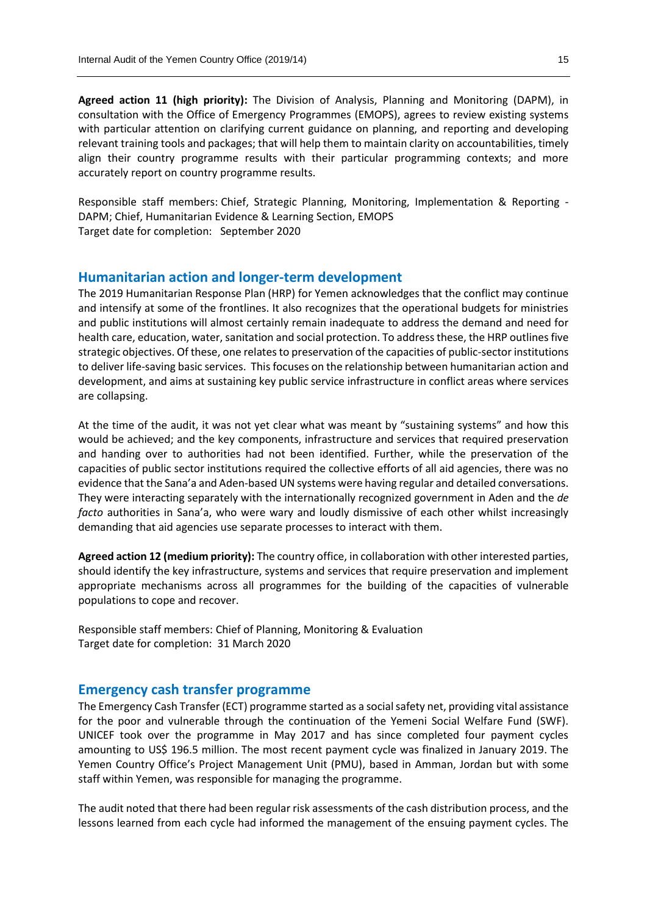**Agreed action 11 (high priority):** The Division of Analysis, Planning and Monitoring (DAPM), in consultation with the Office of Emergency Programmes (EMOPS), agrees to review existing systems with particular attention on clarifying current guidance on planning, and reporting and developing relevant training tools and packages; that will help them to maintain clarity on accountabilities, timely align their country programme results with their particular programming contexts; and more accurately report on country programme results.

Responsible staff members: Chief, Strategic Planning, Monitoring, Implementation & Reporting - DAPM; Chief, Humanitarian Evidence & Learning Section, EMOPS
Target date for completion: September 2020

## Humanitarian action and longer-term development

The 2019 Humanitarian Response Plan (HRP) for Yemen acknowledges that the conflict may continue and intensify at some of the frontlines. It also recognizes that the operational budgets for ministries and public institutions will almost certainly remain inadequate to address the demand and need for health care, education, water, sanitation and social protection. To address these, the HRP outlines five strategic objectives. Of these, one relates to preservation of the capacities of public-sector institutions to deliver life-saving basic services. This focuses on the relationship between humanitarian action and development, and aims at sustaining key public service infrastructure in conflict areas where services are collapsing.

At the time of the audit, it was not yet clear what was meant by "sustaining systems" and how this would be achieved; and the key components, infrastructure and services that required preservation and handing over to authorities had not been identified. Further, while the preservation of the capacities of public sector institutions required the collective efforts of all aid agencies, there was no evidence that the Sana'a and Aden-based UN systems were having regular and detailed conversations. They were interacting separately with the internationally recognized government in Aden and the *de facto* authorities in Sana'a, who were wary and loudly dismissive of each other whilst increasingly demanding that aid agencies use separate processes to interact with them.

**Agreed action 12 (medium priority):** The country office, in collaboration with other interested parties, should identify the key infrastructure, systems and services that require preservation and implement appropriate mechanisms across all programmes for the building of the capacities of vulnerable populations to cope and recover.

Responsible staff members: Chief of Planning, Monitoring & Evaluation
Target date for completion: 31 March 2020

## Emergency cash transfer programme

The Emergency Cash Transfer (ECT) programme started as a social safety net, providing vital assistance for the poor and vulnerable through the continuation of the Yemeni Social Welfare Fund (SWF). UNICEF took over the programme in May 2017 and has since completed four payment cycles amounting to US$ 196.5 million. The most recent payment cycle was finalized in January 2019. The Yemen Country Office's Project Management Unit (PMU), based in Amman, Jordan but with some staff within Yemen, was responsible for managing the programme.

The audit noted that there had been regular risk assessments of the cash distribution process, and the lessons learned from each cycle had informed the management of the ensuing payment cycles. The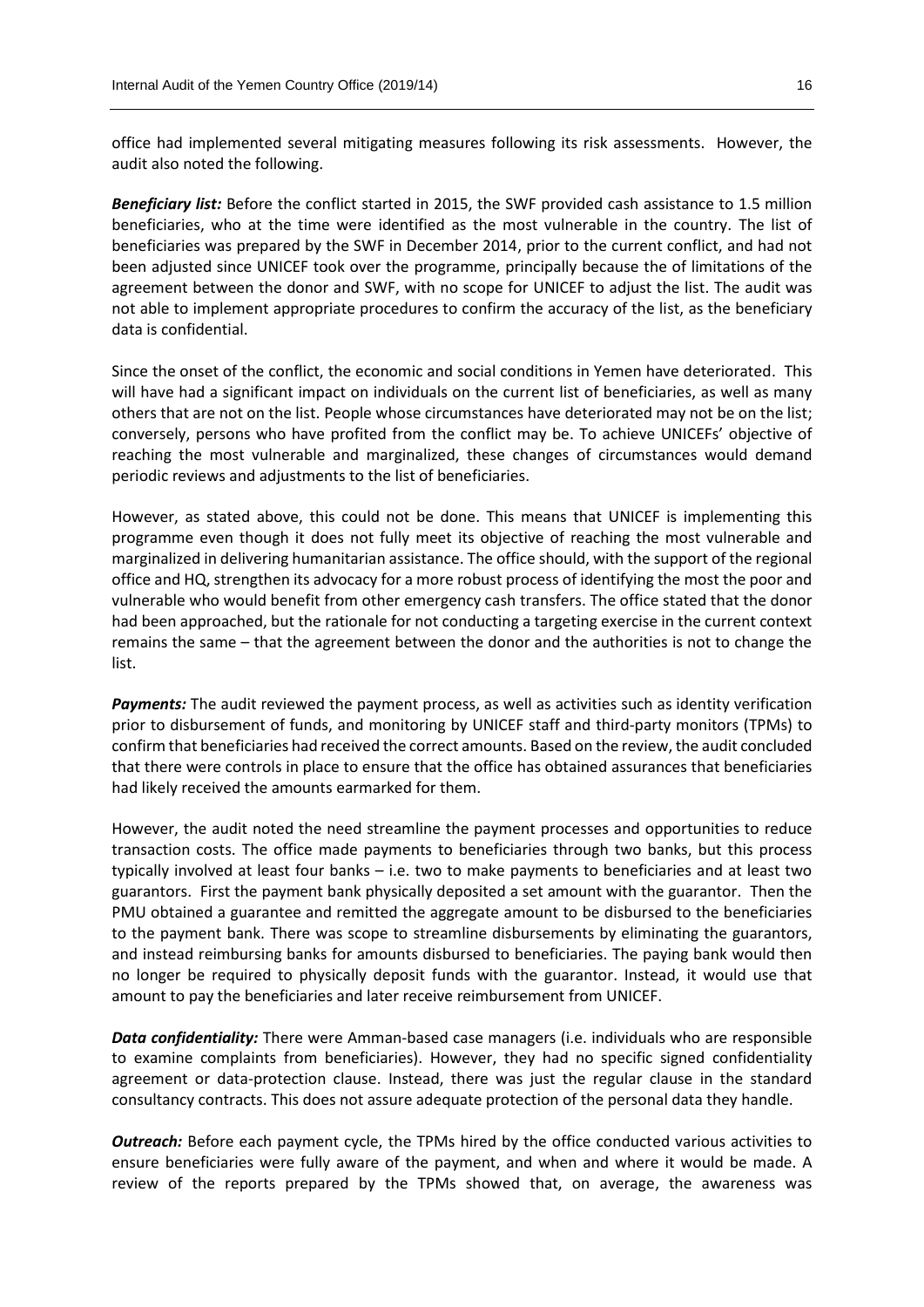office had implemented several mitigating measures following its risk assessments. However, the audit also noted the following.

***Beneficiary list:*** Before the conflict started in 2015, the SWF provided cash assistance to 1.5 million beneficiaries, who at the time were identified as the most vulnerable in the country. The list of beneficiaries was prepared by the SWF in December 2014, prior to the current conflict, and had not been adjusted since UNICEF took over the programme, principally because the of limitations of the agreement between the donor and SWF, with no scope for UNICEF to adjust the list. The audit was not able to implement appropriate procedures to confirm the accuracy of the list, as the beneficiary data is confidential.

Since the onset of the conflict, the economic and social conditions in Yemen have deteriorated. This will have had a significant impact on individuals on the current list of beneficiaries, as well as many others that are not on the list. People whose circumstances have deteriorated may not be on the list; conversely, persons who have profited from the conflict may be. To achieve UNICEFs' objective of reaching the most vulnerable and marginalized, these changes of circumstances would demand periodic reviews and adjustments to the list of beneficiaries.

However, as stated above, this could not be done. This means that UNICEF is implementing this programme even though it does not fully meet its objective of reaching the most vulnerable and marginalized in delivering humanitarian assistance. The office should, with the support of the regional office and HQ, strengthen its advocacy for a more robust process of identifying the most the poor and vulnerable who would benefit from other emergency cash transfers. The office stated that the donor had been approached, but the rationale for not conducting a targeting exercise in the current context remains the same – that the agreement between the donor and the authorities is not to change the list.

***Payments:*** The audit reviewed the payment process, as well as activities such as identity verification prior to disbursement of funds, and monitoring by UNICEF staff and third-party monitors (TPMs) to confirm that beneficiaries had received the correct amounts. Based on the review, the audit concluded that there were controls in place to ensure that the office has obtained assurances that beneficiaries had likely received the amounts earmarked for them.

However, the audit noted the need streamline the payment processes and opportunities to reduce transaction costs. The office made payments to beneficiaries through two banks, but this process typically involved at least four banks – i.e. two to make payments to beneficiaries and at least two guarantors. First the payment bank physically deposited a set amount with the guarantor. Then the PMU obtained a guarantee and remitted the aggregate amount to be disbursed to the beneficiaries to the payment bank. There was scope to streamline disbursements by eliminating the guarantors, and instead reimbursing banks for amounts disbursed to beneficiaries. The paying bank would then no longer be required to physically deposit funds with the guarantor. Instead, it would use that amount to pay the beneficiaries and later receive reimbursement from UNICEF.

***Data confidentiality:*** There were Amman-based case managers (i.e. individuals who are responsible to examine complaints from beneficiaries). However, they had no specific signed confidentiality agreement or data-protection clause. Instead, there was just the regular clause in the standard consultancy contracts. This does not assure adequate protection of the personal data they handle.

***Outreach:*** Before each payment cycle, the TPMs hired by the office conducted various activities to ensure beneficiaries were fully aware of the payment, and when and where it would be made. A review of the reports prepared by the TPMs showed that, on average, the awareness was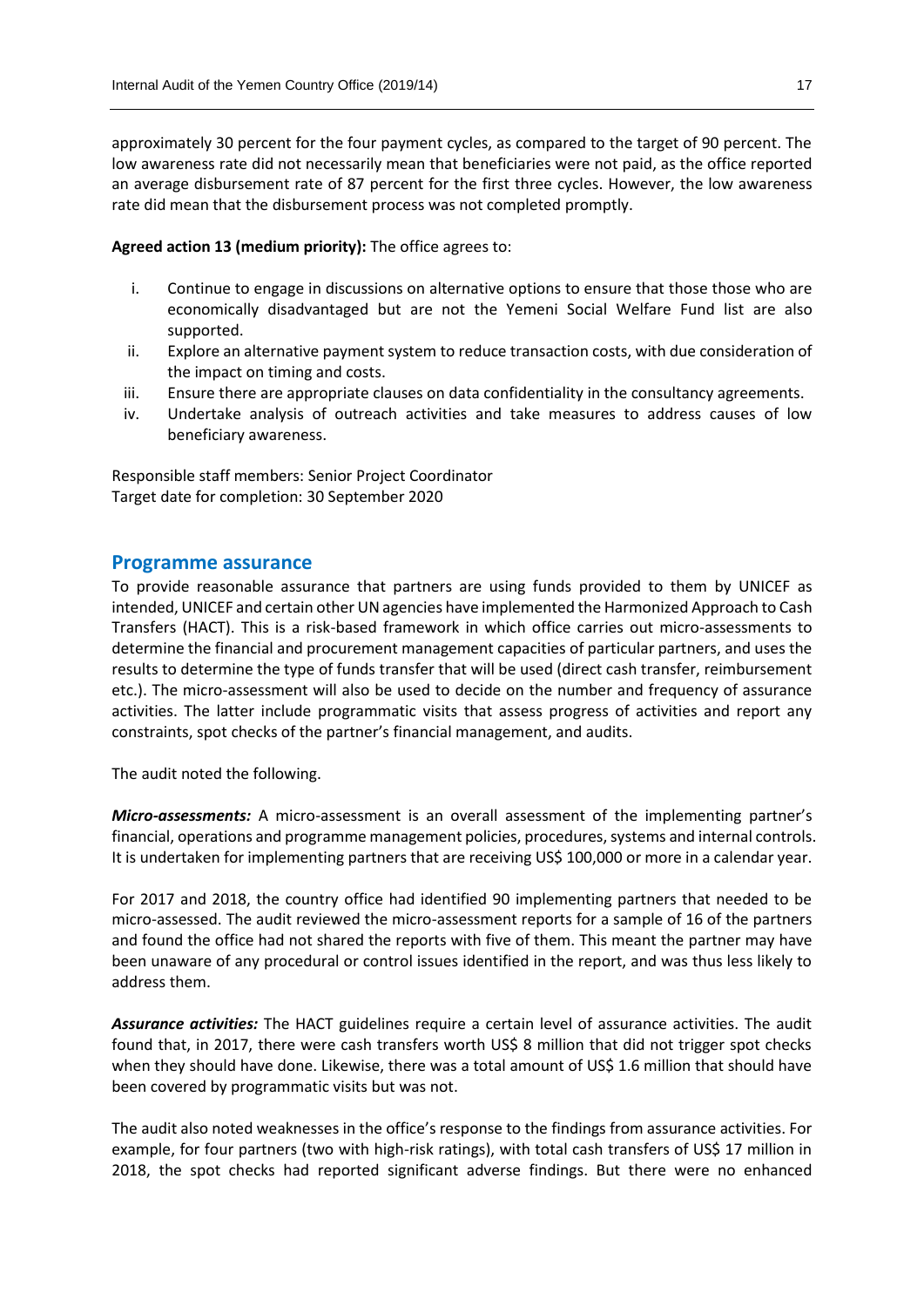approximately 30 percent for the four payment cycles, as compared to the target of 90 percent. The low awareness rate did not necessarily mean that beneficiaries were not paid, as the office reported an average disbursement rate of 87 percent for the first three cycles. However, the low awareness rate did mean that the disbursement process was not completed promptly.

**Agreed action 13 (medium priority):** The office agrees to:

i. Continue to engage in discussions on alternative options to ensure that those those who are economically disadvantaged but are not the Yemeni Social Welfare Fund list are also supported.
ii. Explore an alternative payment system to reduce transaction costs, with due consideration of the impact on timing and costs.
iii. Ensure there are appropriate clauses on data confidentiality in the consultancy agreements.
iv. Undertake analysis of outreach activities and take measures to address causes of low beneficiary awareness.

Responsible staff members: Senior Project Coordinator
Target date for completion: 30 September 2020

## Programme assurance

To provide reasonable assurance that partners are using funds provided to them by UNICEF as intended, UNICEF and certain other UN agencies have implemented the Harmonized Approach to Cash Transfers (HACT). This is a risk-based framework in which office carries out micro-assessments to determine the financial and procurement management capacities of particular partners, and uses the results to determine the type of funds transfer that will be used (direct cash transfer, reimbursement etc.). The micro-assessment will also be used to decide on the number and frequency of assurance activities. The latter include programmatic visits that assess progress of activities and report any constraints, spot checks of the partner's financial management, and audits.

The audit noted the following.

***Micro-assessments:*** A micro-assessment is an overall assessment of the implementing partner's financial, operations and programme management policies, procedures, systems and internal controls. It is undertaken for implementing partners that are receiving US$ 100,000 or more in a calendar year.

For 2017 and 2018, the country office had identified 90 implementing partners that needed to be micro-assessed. The audit reviewed the micro-assessment reports for a sample of 16 of the partners and found the office had not shared the reports with five of them. This meant the partner may have been unaware of any procedural or control issues identified in the report, and was thus less likely to address them.

***Assurance activities:*** The HACT guidelines require a certain level of assurance activities. The audit found that, in 2017, there were cash transfers worth US$ 8 million that did not trigger spot checks when they should have done. Likewise, there was a total amount of US$ 1.6 million that should have been covered by programmatic visits but was not.

The audit also noted weaknesses in the office's response to the findings from assurance activities. For example, for four partners (two with high-risk ratings), with total cash transfers of US$ 17 million in 2018, the spot checks had reported significant adverse findings. But there were no enhanced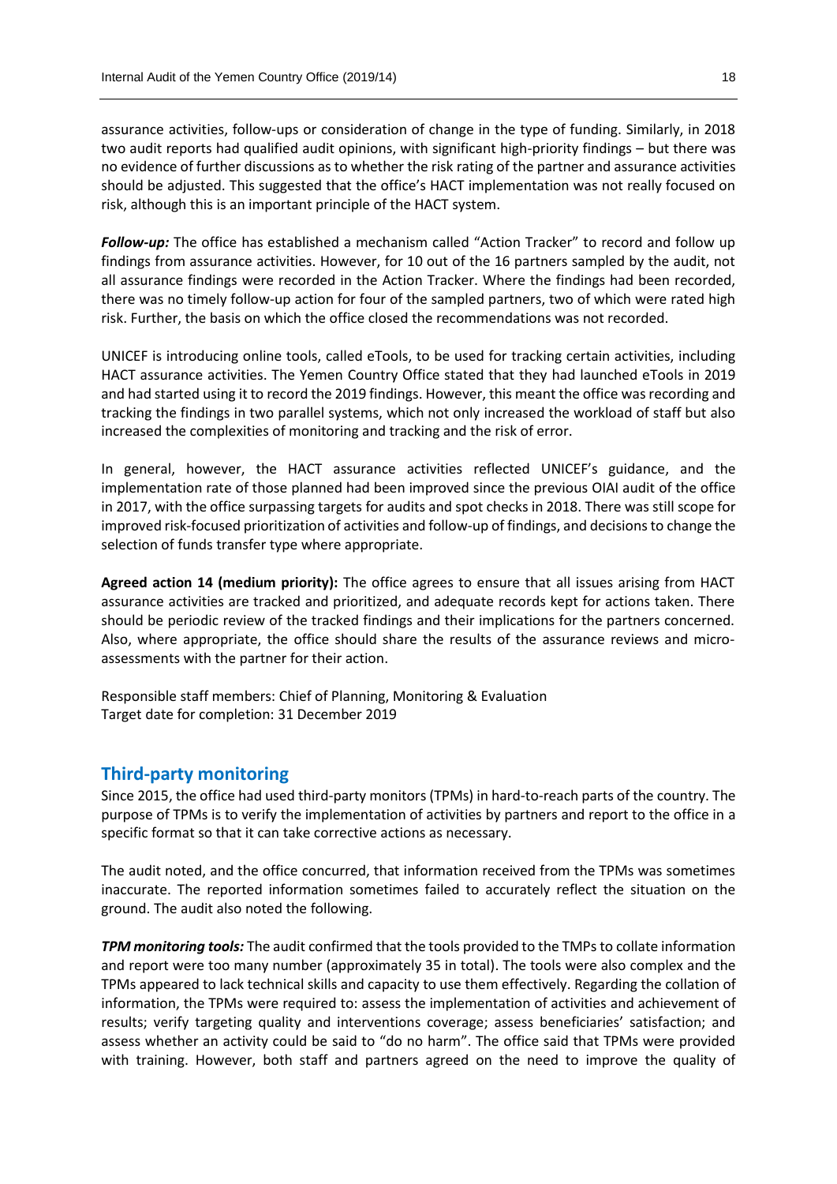assurance activities, follow-ups or consideration of change in the type of funding. Similarly, in 2018 two audit reports had qualified audit opinions, with significant high-priority findings – but there was no evidence of further discussions as to whether the risk rating of the partner and assurance activities should be adjusted. This suggested that the office's HACT implementation was not really focused on risk, although this is an important principle of the HACT system.

***Follow-up:*** The office has established a mechanism called "Action Tracker" to record and follow up findings from assurance activities. However, for 10 out of the 16 partners sampled by the audit, not all assurance findings were recorded in the Action Tracker. Where the findings had been recorded, there was no timely follow-up action for four of the sampled partners, two of which were rated high risk. Further, the basis on which the office closed the recommendations was not recorded.

UNICEF is introducing online tools, called eTools, to be used for tracking certain activities, including HACT assurance activities. The Yemen Country Office stated that they had launched eTools in 2019 and had started using it to record the 2019 findings. However, this meant the office was recording and tracking the findings in two parallel systems, which not only increased the workload of staff but also increased the complexities of monitoring and tracking and the risk of error.

In general, however, the HACT assurance activities reflected UNICEF's guidance, and the implementation rate of those planned had been improved since the previous OIAI audit of the office in 2017, with the office surpassing targets for audits and spot checks in 2018. There was still scope for improved risk-focused prioritization of activities and follow-up of findings, and decisions to change the selection of funds transfer type where appropriate.

**Agreed action 14 (medium priority):** The office agrees to ensure that all issues arising from HACT assurance activities are tracked and prioritized, and adequate records kept for actions taken. There should be periodic review of the tracked findings and their implications for the partners concerned. Also, where appropriate, the office should share the results of the assurance reviews and micro-assessments with the partner for their action.

Responsible staff members: Chief of Planning, Monitoring & Evaluation
Target date for completion: 31 December 2019

## Third-party monitoring

Since 2015, the office had used third-party monitors (TPMs) in hard-to-reach parts of the country. The purpose of TPMs is to verify the implementation of activities by partners and report to the office in a specific format so that it can take corrective actions as necessary.

The audit noted, and the office concurred, that information received from the TPMs was sometimes inaccurate. The reported information sometimes failed to accurately reflect the situation on the ground. The audit also noted the following.

***TPM monitoring tools:*** The audit confirmed that the tools provided to the TMPs to collate information and report were too many number (approximately 35 in total). The tools were also complex and the TPMs appeared to lack technical skills and capacity to use them effectively. Regarding the collation of information, the TPMs were required to: assess the implementation of activities and achievement of results; verify targeting quality and interventions coverage; assess beneficiaries' satisfaction; and assess whether an activity could be said to "do no harm". The office said that TPMs were provided with training. However, both staff and partners agreed on the need to improve the quality of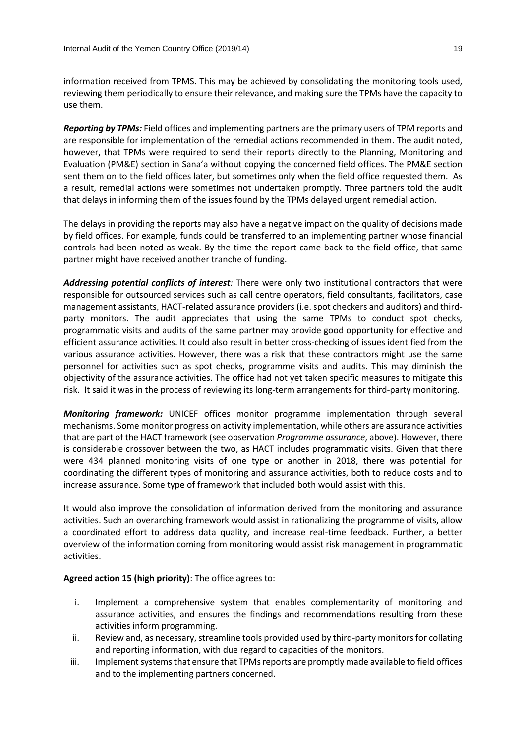information received from TPMS. This may be achieved by consolidating the monitoring tools used, reviewing them periodically to ensure their relevance, and making sure the TPMs have the capacity to use them.

***Reporting by TPMs:*** Field offices and implementing partners are the primary users of TPM reports and are responsible for implementation of the remedial actions recommended in them. The audit noted, however, that TPMs were required to send their reports directly to the Planning, Monitoring and Evaluation (PM&E) section in Sana'a without copying the concerned field offices. The PM&E section sent them on to the field offices later, but sometimes only when the field office requested them. As a result, remedial actions were sometimes not undertaken promptly. Three partners told the audit that delays in informing them of the issues found by the TPMs delayed urgent remedial action.

The delays in providing the reports may also have a negative impact on the quality of decisions made by field offices. For example, funds could be transferred to an implementing partner whose financial controls had been noted as weak. By the time the report came back to the field office, that same partner might have received another tranche of funding.

***Addressing potential conflicts of interest:*** There were only two institutional contractors that were responsible for outsourced services such as call centre operators, field consultants, facilitators, case management assistants, HACT-related assurance providers (i.e. spot checkers and auditors) and third-party monitors. The audit appreciates that using the same TPMs to conduct spot checks, programmatic visits and audits of the same partner may provide good opportunity for effective and efficient assurance activities. It could also result in better cross-checking of issues identified from the various assurance activities. However, there was a risk that these contractors might use the same personnel for activities such as spot checks, programme visits and audits. This may diminish the objectivity of the assurance activities. The office had not yet taken specific measures to mitigate this risk. It said it was in the process of reviewing its long-term arrangements for third-party monitoring.

***Monitoring framework:*** UNICEF offices monitor programme implementation through several mechanisms. Some monitor progress on activity implementation, while others are assurance activities that are part of the HACT framework (see observation *Programme assurance*, above). However, there is considerable crossover between the two, as HACT includes programmatic visits. Given that there were 434 planned monitoring visits of one type or another in 2018, there was potential for coordinating the different types of monitoring and assurance activities, both to reduce costs and to increase assurance. Some type of framework that included both would assist with this.

It would also improve the consolidation of information derived from the monitoring and assurance activities. Such an overarching framework would assist in rationalizing the programme of visits, allow a coordinated effort to address data quality, and increase real-time feedback. Further, a better overview of the information coming from monitoring would assist risk management in programmatic activities.

**Agreed action 15 (high priority)**: The office agrees to:

i. Implement a comprehensive system that enables complementarity of monitoring and assurance activities, and ensures the findings and recommendations resulting from these activities inform programming.
ii. Review and, as necessary, streamline tools provided used by third-party monitors for collating and reporting information, with due regard to capacities of the monitors.
iii. Implement systems that ensure that TPMs reports are promptly made available to field offices and to the implementing partners concerned.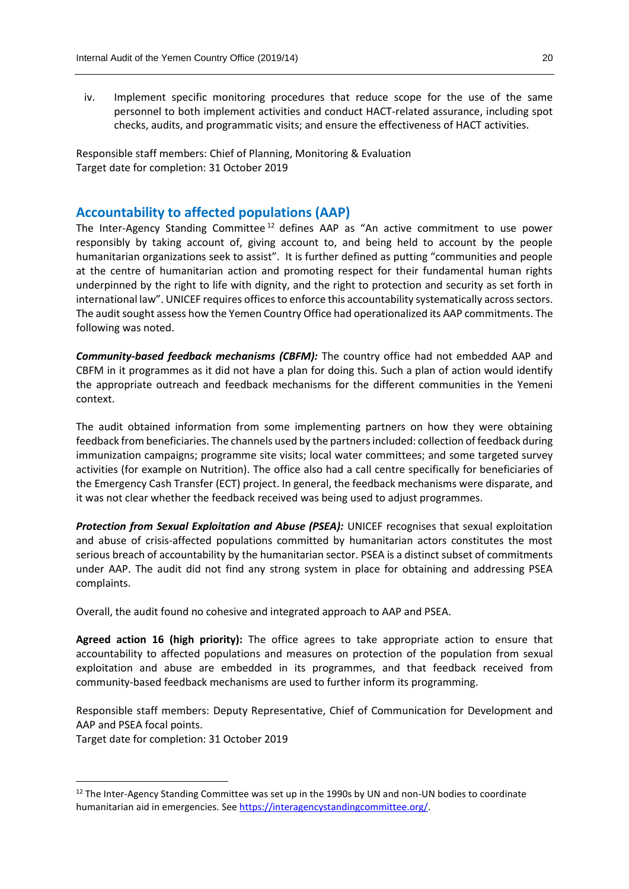iv. Implement specific monitoring procedures that reduce scope for the use of the same personnel to both implement activities and conduct HACT-related assurance, including spot checks, audits, and programmatic visits; and ensure the effectiveness of HACT activities.

Responsible staff members: Chief of Planning, Monitoring & Evaluation
Target date for completion: 31 October 2019

## Accountability to affected populations (AAP)

The Inter-Agency Standing Committee[12] defines AAP as "An active commitment to use power responsibly by taking account of, giving account to, and being held to account by the people humanitarian organizations seek to assist". It is further defined as putting "communities and people at the centre of humanitarian action and promoting respect for their fundamental human rights underpinned by the right to life with dignity, and the right to protection and security as set forth in international law". UNICEF requires offices to enforce this accountability systematically across sectors. The audit sought assess how the Yemen Country Office had operationalized its AAP commitments. The following was noted.

***Community-based feedback mechanisms (CBFM):*** The country office had not embedded AAP and CBFM in it programmes as it did not have a plan for doing this. Such a plan of action would identify the appropriate outreach and feedback mechanisms for the different communities in the Yemeni context.

The audit obtained information from some implementing partners on how they were obtaining feedback from beneficiaries. The channels used by the partners included: collection of feedback during immunization campaigns; programme site visits; local water committees; and some targeted survey activities (for example on Nutrition). The office also had a call centre specifically for beneficiaries of the Emergency Cash Transfer (ECT) project. In general, the feedback mechanisms were disparate, and it was not clear whether the feedback received was being used to adjust programmes.

***Protection from Sexual Exploitation and Abuse (PSEA):*** UNICEF recognises that sexual exploitation and abuse of crisis-affected populations committed by humanitarian actors constitutes the most serious breach of accountability by the humanitarian sector. PSEA is a distinct subset of commitments under AAP. The audit did not find any strong system in place for obtaining and addressing PSEA complaints.

Overall, the audit found no cohesive and integrated approach to AAP and PSEA.

**Agreed action 16 (high priority):** The office agrees to take appropriate action to ensure that accountability to affected populations and measures on protection of the population from sexual exploitation and abuse are embedded in its programmes, and that feedback received from community-based feedback mechanisms are used to further inform its programming.

Responsible staff members: Deputy Representative, Chief of Communication for Development and AAP and PSEA focal points.
Target date for completion: 31 October 2019

---

[12] The Inter-Agency Standing Committee was set up in the 1990s by UN and non-UN bodies to coordinate humanitarian aid in emergencies. See https://interagencystandingcommittee.org/.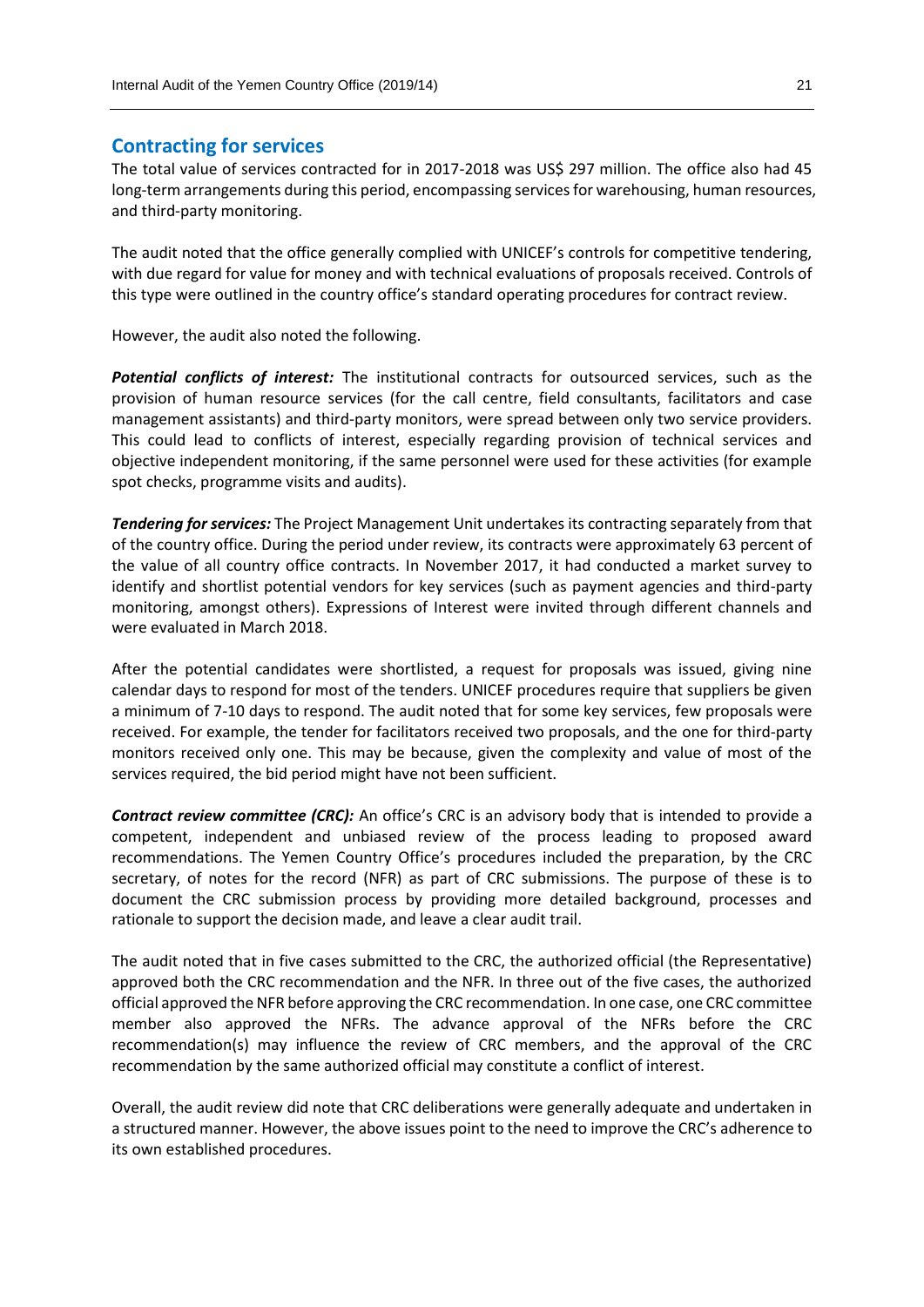## Contracting for services

The total value of services contracted for in 2017-2018 was US$ 297 million. The office also had 45 long-term arrangements during this period, encompassing services for warehousing, human resources, and third-party monitoring.

The audit noted that the office generally complied with UNICEF's controls for competitive tendering, with due regard for value for money and with technical evaluations of proposals received. Controls of this type were outlined in the country office's standard operating procedures for contract review.

However, the audit also noted the following.

***Potential conflicts of interest:*** The institutional contracts for outsourced services, such as the provision of human resource services (for the call centre, field consultants, facilitators and case management assistants) and third-party monitors, were spread between only two service providers. This could lead to conflicts of interest, especially regarding provision of technical services and objective independent monitoring, if the same personnel were used for these activities (for example spot checks, programme visits and audits).

***Tendering for services:*** The Project Management Unit undertakes its contracting separately from that of the country office. During the period under review, its contracts were approximately 63 percent of the value of all country office contracts. In November 2017, it had conducted a market survey to identify and shortlist potential vendors for key services (such as payment agencies and third-party monitoring, amongst others). Expressions of Interest were invited through different channels and were evaluated in March 2018.

After the potential candidates were shortlisted, a request for proposals was issued, giving nine calendar days to respond for most of the tenders. UNICEF procedures require that suppliers be given a minimum of 7-10 days to respond. The audit noted that for some key services, few proposals were received. For example, the tender for facilitators received two proposals, and the one for third-party monitors received only one. This may be because, given the complexity and value of most of the services required, the bid period might have not been sufficient.

***Contract review committee (CRC):*** An office's CRC is an advisory body that is intended to provide a competent, independent and unbiased review of the process leading to proposed award recommendations. The Yemen Country Office's procedures included the preparation, by the CRC secretary, of notes for the record (NFR) as part of CRC submissions. The purpose of these is to document the CRC submission process by providing more detailed background, processes and rationale to support the decision made, and leave a clear audit trail.

The audit noted that in five cases submitted to the CRC, the authorized official (the Representative) approved both the CRC recommendation and the NFR. In three out of the five cases, the authorized official approved the NFR before approving the CRC recommendation. In one case, one CRC committee member also approved the NFRs. The advance approval of the NFRs before the CRC recommendation(s) may influence the review of CRC members, and the approval of the CRC recommendation by the same authorized official may constitute a conflict of interest.

Overall, the audit review did note that CRC deliberations were generally adequate and undertaken in a structured manner. However, the above issues point to the need to improve the CRC's adherence to its own established procedures.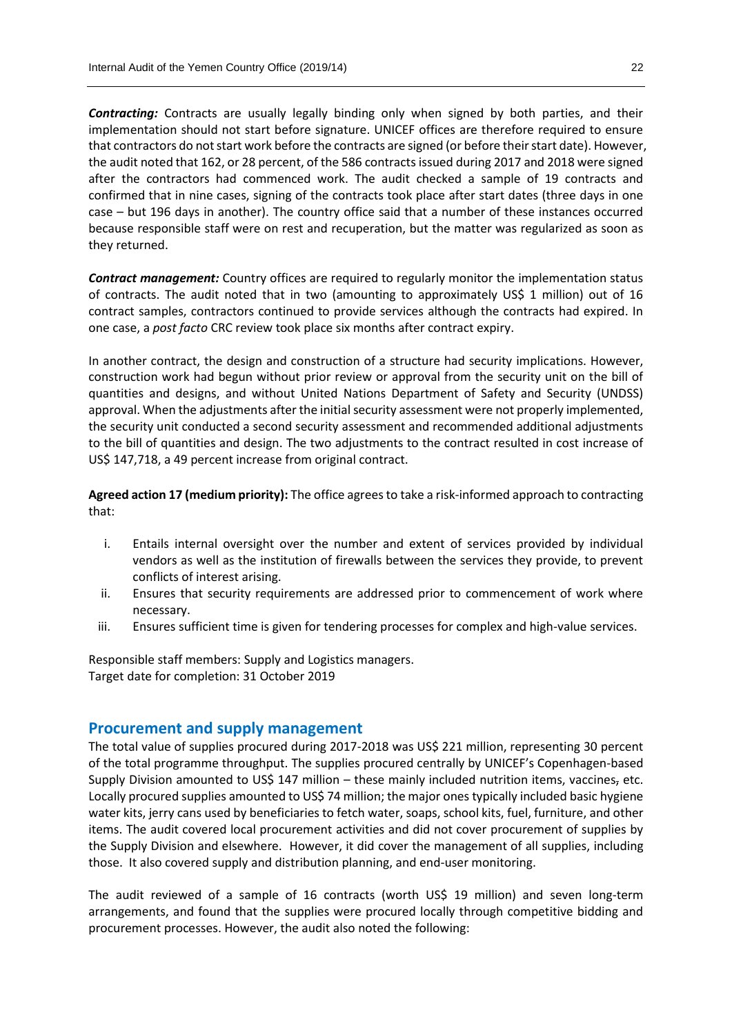***Contracting:*** Contracts are usually legally binding only when signed by both parties, and their implementation should not start before signature. UNICEF offices are therefore required to ensure that contractors do not start work before the contracts are signed (or before their start date). However, the audit noted that 162, or 28 percent, of the 586 contracts issued during 2017 and 2018 were signed after the contractors had commenced work. The audit checked a sample of 19 contracts and confirmed that in nine cases, signing of the contracts took place after start dates (three days in one case – but 196 days in another). The country office said that a number of these instances occurred because responsible staff were on rest and recuperation, but the matter was regularized as soon as they returned.

***Contract management:*** Country offices are required to regularly monitor the implementation status of contracts. The audit noted that in two (amounting to approximately US$ 1 million) out of 16 contract samples, contractors continued to provide services although the contracts had expired. In one case, a *post facto* CRC review took place six months after contract expiry.

In another contract, the design and construction of a structure had security implications. However, construction work had begun without prior review or approval from the security unit on the bill of quantities and designs, and without United Nations Department of Safety and Security (UNDSS) approval. When the adjustments after the initial security assessment were not properly implemented, the security unit conducted a second security assessment and recommended additional adjustments to the bill of quantities and design. The two adjustments to the contract resulted in cost increase of US$ 147,718, a 49 percent increase from original contract.

**Agreed action 17 (medium priority):** The office agrees to take a risk-informed approach to contracting that:

i. Entails internal oversight over the number and extent of services provided by individual vendors as well as the institution of firewalls between the services they provide, to prevent conflicts of interest arising.
ii. Ensures that security requirements are addressed prior to commencement of work where necessary.
iii. Ensures sufficient time is given for tendering processes for complex and high-value services.

Responsible staff members: Supply and Logistics managers.
Target date for completion: 31 October 2019

## Procurement and supply management

The total value of supplies procured during 2017-2018 was US$ 221 million, representing 30 percent of the total programme throughput. The supplies procured centrally by UNICEF's Copenhagen-based Supply Division amounted to US$ 147 million – these mainly included nutrition items, vaccines, etc. Locally procured supplies amounted to US$ 74 million; the major ones typically included basic hygiene water kits, jerry cans used by beneficiaries to fetch water, soaps, school kits, fuel, furniture, and other items. The audit covered local procurement activities and did not cover procurement of supplies by the Supply Division and elsewhere. However, it did cover the management of all supplies, including those. It also covered supply and distribution planning, and end-user monitoring.

The audit reviewed of a sample of 16 contracts (worth US$ 19 million) and seven long-term arrangements, and found that the supplies were procured locally through competitive bidding and procurement processes. However, the audit also noted the following: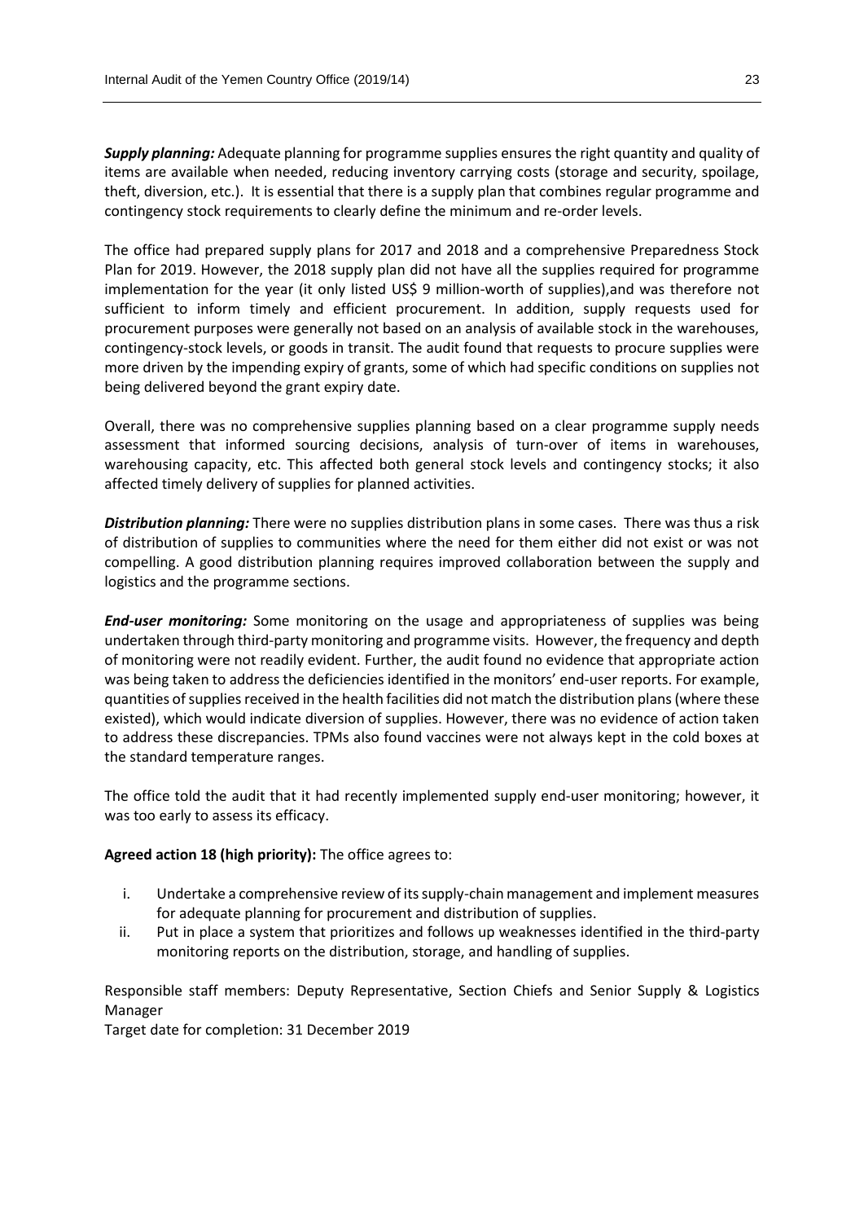***Supply planning:*** Adequate planning for programme supplies ensures the right quantity and quality of items are available when needed, reducing inventory carrying costs (storage and security, spoilage, theft, diversion, etc.). It is essential that there is a supply plan that combines regular programme and contingency stock requirements to clearly define the minimum and re-order levels.

The office had prepared supply plans for 2017 and 2018 and a comprehensive Preparedness Stock Plan for 2019. However, the 2018 supply plan did not have all the supplies required for programme implementation for the year (it only listed US$ 9 million-worth of supplies),and was therefore not sufficient to inform timely and efficient procurement. In addition, supply requests used for procurement purposes were generally not based on an analysis of available stock in the warehouses, contingency-stock levels, or goods in transit. The audit found that requests to procure supplies were more driven by the impending expiry of grants, some of which had specific conditions on supplies not being delivered beyond the grant expiry date.

Overall, there was no comprehensive supplies planning based on a clear programme supply needs assessment that informed sourcing decisions, analysis of turn-over of items in warehouses, warehousing capacity, etc. This affected both general stock levels and contingency stocks; it also affected timely delivery of supplies for planned activities.

***Distribution planning:*** There were no supplies distribution plans in some cases. There was thus a risk of distribution of supplies to communities where the need for them either did not exist or was not compelling. A good distribution planning requires improved collaboration between the supply and logistics and the programme sections.

***End-user monitoring:*** Some monitoring on the usage and appropriateness of supplies was being undertaken through third-party monitoring and programme visits. However, the frequency and depth of monitoring were not readily evident. Further, the audit found no evidence that appropriate action was being taken to address the deficiencies identified in the monitors' end-user reports. For example, quantities of supplies received in the health facilities did not match the distribution plans (where these existed), which would indicate diversion of supplies. However, there was no evidence of action taken to address these discrepancies. TPMs also found vaccines were not always kept in the cold boxes at the standard temperature ranges.

The office told the audit that it had recently implemented supply end-user monitoring; however, it was too early to assess its efficacy.

**Agreed action 18 (high priority):** The office agrees to:

i. Undertake a comprehensive review of its supply-chain management and implement measures for adequate planning for procurement and distribution of supplies.
ii. Put in place a system that prioritizes and follows up weaknesses identified in the third-party monitoring reports on the distribution, storage, and handling of supplies.

Responsible staff members: Deputy Representative, Section Chiefs and Senior Supply & Logistics Manager
Target date for completion: 31 December 2019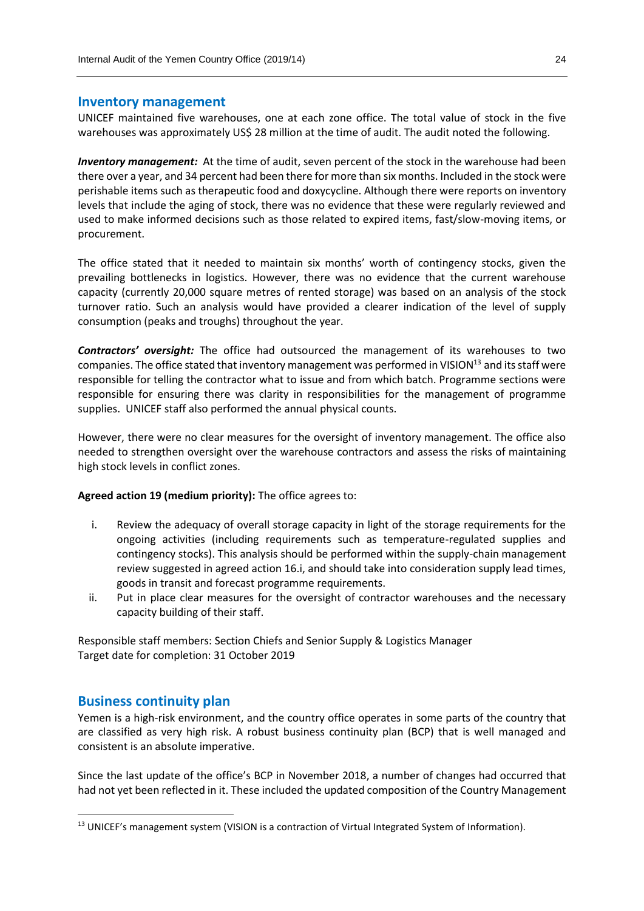## Inventory management

UNICEF maintained five warehouses, one at each zone office. The total value of stock in the five warehouses was approximately US$ 28 million at the time of audit. The audit noted the following.

***Inventory management:*** At the time of audit, seven percent of the stock in the warehouse had been there over a year, and 34 percent had been there for more than six months. Included in the stock were perishable items such as therapeutic food and doxycycline. Although there were reports on inventory levels that include the aging of stock, there was no evidence that these were regularly reviewed and used to make informed decisions such as those related to expired items, fast/slow-moving items, or procurement.

The office stated that it needed to maintain six months' worth of contingency stocks, given the prevailing bottlenecks in logistics. However, there was no evidence that the current warehouse capacity (currently 20,000 square metres of rented storage) was based on an analysis of the stock turnover ratio. Such an analysis would have provided a clearer indication of the level of supply consumption (peaks and troughs) throughout the year.

***Contractors' oversight:*** The office had outsourced the management of its warehouses to two companies. The office stated that inventory management was performed in VISION[13] and its staff were responsible for telling the contractor what to issue and from which batch. Programme sections were responsible for ensuring there was clarity in responsibilities for the management of programme supplies. UNICEF staff also performed the annual physical counts.

However, there were no clear measures for the oversight of inventory management. The office also needed to strengthen oversight over the warehouse contractors and assess the risks of maintaining high stock levels in conflict zones.

**Agreed action 19 (medium priority):** The office agrees to:

i. Review the adequacy of overall storage capacity in light of the storage requirements for the ongoing activities (including requirements such as temperature-regulated supplies and contingency stocks). This analysis should be performed within the supply-chain management review suggested in agreed action 16.i, and should take into consideration supply lead times, goods in transit and forecast programme requirements.
ii. Put in place clear measures for the oversight of contractor warehouses and the necessary capacity building of their staff.

Responsible staff members: Section Chiefs and Senior Supply & Logistics Manager
Target date for completion: 31 October 2019

## Business continuity plan

Yemen is a high-risk environment, and the country office operates in some parts of the country that are classified as very high risk. A robust business continuity plan (BCP) that is well managed and consistent is an absolute imperative.

Since the last update of the office's BCP in November 2018, a number of changes had occurred that had not yet been reflected in it. These included the updated composition of the Country Management

[13] UNICEF's management system (VISION is a contraction of Virtual Integrated System of Information).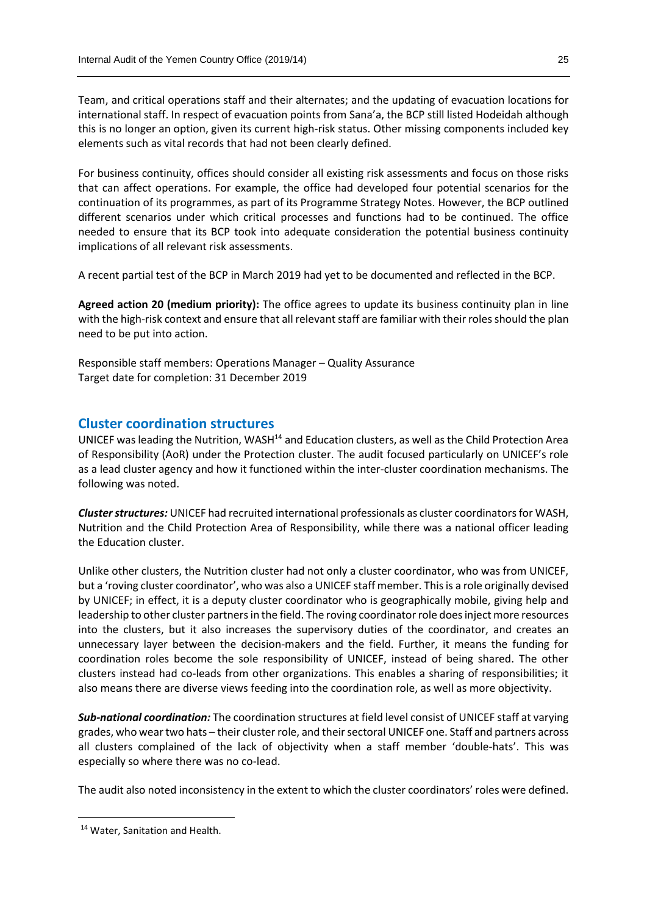Team, and critical operations staff and their alternates; and the updating of evacuation locations for international staff. In respect of evacuation points from Sana'a, the BCP still listed Hodeidah although this is no longer an option, given its current high-risk status. Other missing components included key elements such as vital records that had not been clearly defined.

For business continuity, offices should consider all existing risk assessments and focus on those risks that can affect operations. For example, the office had developed four potential scenarios for the continuation of its programmes, as part of its Programme Strategy Notes. However, the BCP outlined different scenarios under which critical processes and functions had to be continued. The office needed to ensure that its BCP took into adequate consideration the potential business continuity implications of all relevant risk assessments.

A recent partial test of the BCP in March 2019 had yet to be documented and reflected in the BCP.

**Agreed action 20 (medium priority):** The office agrees to update its business continuity plan in line with the high-risk context and ensure that all relevant staff are familiar with their roles should the plan need to be put into action.

Responsible staff members: Operations Manager – Quality Assurance
Target date for completion: 31 December 2019

## Cluster coordination structures

UNICEF was leading the Nutrition, WASH[14] and Education clusters, as well as the Child Protection Area of Responsibility (AoR) under the Protection cluster. The audit focused particularly on UNICEF's role as a lead cluster agency and how it functioned within the inter-cluster coordination mechanisms. The following was noted.

***Cluster structures:*** UNICEF had recruited international professionals as cluster coordinators for WASH, Nutrition and the Child Protection Area of Responsibility, while there was a national officer leading the Education cluster.

Unlike other clusters, the Nutrition cluster had not only a cluster coordinator, who was from UNICEF, but a 'roving cluster coordinator', who was also a UNICEF staff member. This is a role originally devised by UNICEF; in effect, it is a deputy cluster coordinator who is geographically mobile, giving help and leadership to other cluster partners in the field. The roving coordinator role does inject more resources into the clusters, but it also increases the supervisory duties of the coordinator, and creates an unnecessary layer between the decision-makers and the field. Further, it means the funding for coordination roles become the sole responsibility of UNICEF, instead of being shared. The other clusters instead had co-leads from other organizations. This enables a sharing of responsibilities; it also means there are diverse views feeding into the coordination role, as well as more objectivity.

***Sub-national coordination:*** The coordination structures at field level consist of UNICEF staff at varying grades, who wear two hats – their cluster role, and their sectoral UNICEF one. Staff and partners across all clusters complained of the lack of objectivity when a staff member 'double-hats'. This was especially so where there was no co-lead.

The audit also noted inconsistency in the extent to which the cluster coordinators' roles were defined.

---

[14] Water, Sanitation and Health.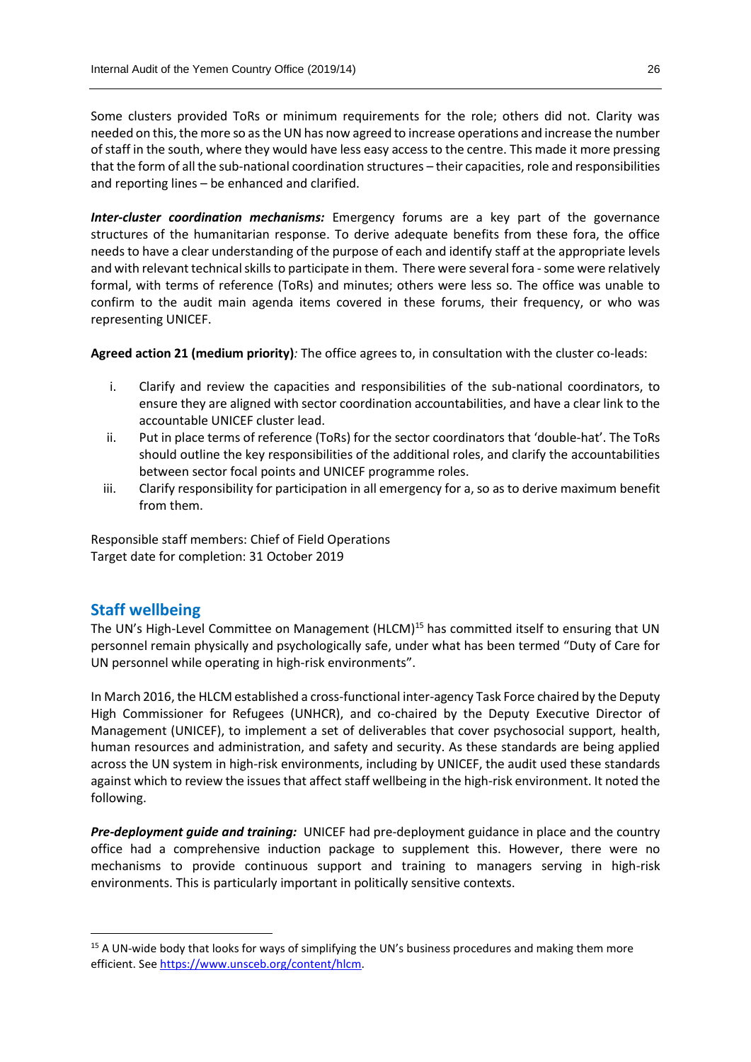Some clusters provided ToRs or minimum requirements for the role; others did not. Clarity was needed on this, the more so as the UN has now agreed to increase operations and increase the number of staff in the south, where they would have less easy access to the centre. This made it more pressing that the form of all the sub-national coordination structures – their capacities, role and responsibilities and reporting lines – be enhanced and clarified.

***Inter-cluster coordination mechanisms:*** Emergency forums are a key part of the governance structures of the humanitarian response. To derive adequate benefits from these fora, the office needs to have a clear understanding of the purpose of each and identify staff at the appropriate levels and with relevant technical skills to participate in them. There were several fora - some were relatively formal, with terms of reference (ToRs) and minutes; others were less so. The office was unable to confirm to the audit main agenda items covered in these forums, their frequency, or who was representing UNICEF.

**Agreed action 21 (medium priority)***:* The office agrees to, in consultation with the cluster co-leads:

i. Clarify and review the capacities and responsibilities of the sub-national coordinators, to ensure they are aligned with sector coordination accountabilities, and have a clear link to the accountable UNICEF cluster lead.
ii. Put in place terms of reference (ToRs) for the sector coordinators that 'double-hat'. The ToRs should outline the key responsibilities of the additional roles, and clarify the accountabilities between sector focal points and UNICEF programme roles.
iii. Clarify responsibility for participation in all emergency for a, so as to derive maximum benefit from them.

Responsible staff members: Chief of Field Operations
Target date for completion: 31 October 2019

## Staff wellbeing

The UN's High-Level Committee on Management (HLCM)[15] has committed itself to ensuring that UN personnel remain physically and psychologically safe, under what has been termed "Duty of Care for UN personnel while operating in high-risk environments".

In March 2016, the HLCM established a cross-functional inter-agency Task Force chaired by the Deputy High Commissioner for Refugees (UNHCR), and co-chaired by the Deputy Executive Director of Management (UNICEF), to implement a set of deliverables that cover psychosocial support, health, human resources and administration, and safety and security. As these standards are being applied across the UN system in high-risk environments, including by UNICEF, the audit used these standards against which to review the issues that affect staff wellbeing in the high-risk environment. It noted the following.

***Pre-deployment guide and training:*** UNICEF had pre-deployment guidance in place and the country office had a comprehensive induction package to supplement this. However, there were no mechanisms to provide continuous support and training to managers serving in high-risk environments. This is particularly important in politically sensitive contexts.

---

[15] A UN-wide body that looks for ways of simplifying the UN's business procedures and making them more efficient. See https://www.unsceb.org/content/hlcm.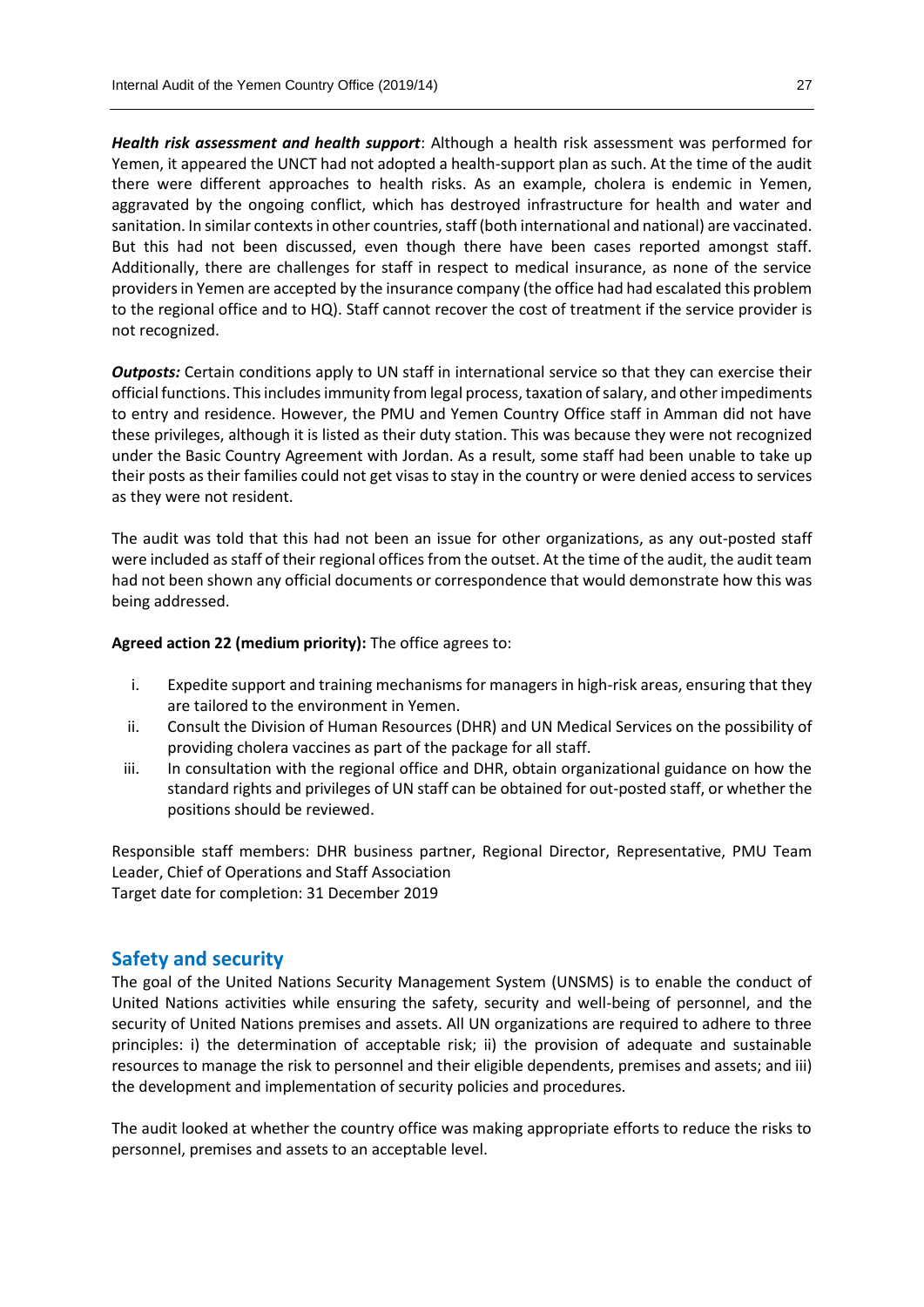***Health risk assessment and health support***: Although a health risk assessment was performed for Yemen, it appeared the UNCT had not adopted a health-support plan as such. At the time of the audit there were different approaches to health risks. As an example, cholera is endemic in Yemen, aggravated by the ongoing conflict, which has destroyed infrastructure for health and water and sanitation. In similar contexts in other countries, staff (both international and national) are vaccinated. But this had not been discussed, even though there have been cases reported amongst staff. Additionally, there are challenges for staff in respect to medical insurance, as none of the service providers in Yemen are accepted by the insurance company (the office had had escalated this problem to the regional office and to HQ). Staff cannot recover the cost of treatment if the service provider is not recognized.

***Outposts:*** Certain conditions apply to UN staff in international service so that they can exercise their official functions. This includes immunity from legal process, taxation of salary, and other impediments to entry and residence. However, the PMU and Yemen Country Office staff in Amman did not have these privileges, although it is listed as their duty station. This was because they were not recognized under the Basic Country Agreement with Jordan. As a result, some staff had been unable to take up their posts as their families could not get visas to stay in the country or were denied access to services as they were not resident.

The audit was told that this had not been an issue for other organizations, as any out-posted staff were included as staff of their regional offices from the outset. At the time of the audit, the audit team had not been shown any official documents or correspondence that would demonstrate how this was being addressed.

**Agreed action 22 (medium priority):** The office agrees to:

i. Expedite support and training mechanisms for managers in high-risk areas, ensuring that they are tailored to the environment in Yemen.
ii. Consult the Division of Human Resources (DHR) and UN Medical Services on the possibility of providing cholera vaccines as part of the package for all staff.
iii. In consultation with the regional office and DHR, obtain organizational guidance on how the standard rights and privileges of UN staff can be obtained for out-posted staff, or whether the positions should be reviewed.

Responsible staff members: DHR business partner, Regional Director, Representative, PMU Team Leader, Chief of Operations and Staff Association
Target date for completion: 31 December 2019

## Safety and security

The goal of the United Nations Security Management System (UNSMS) is to enable the conduct of United Nations activities while ensuring the safety, security and well-being of personnel, and the security of United Nations premises and assets. All UN organizations are required to adhere to three principles: i) the determination of acceptable risk; ii) the provision of adequate and sustainable resources to manage the risk to personnel and their eligible dependents, premises and assets; and iii) the development and implementation of security policies and procedures.

The audit looked at whether the country office was making appropriate efforts to reduce the risks to personnel, premises and assets to an acceptable level.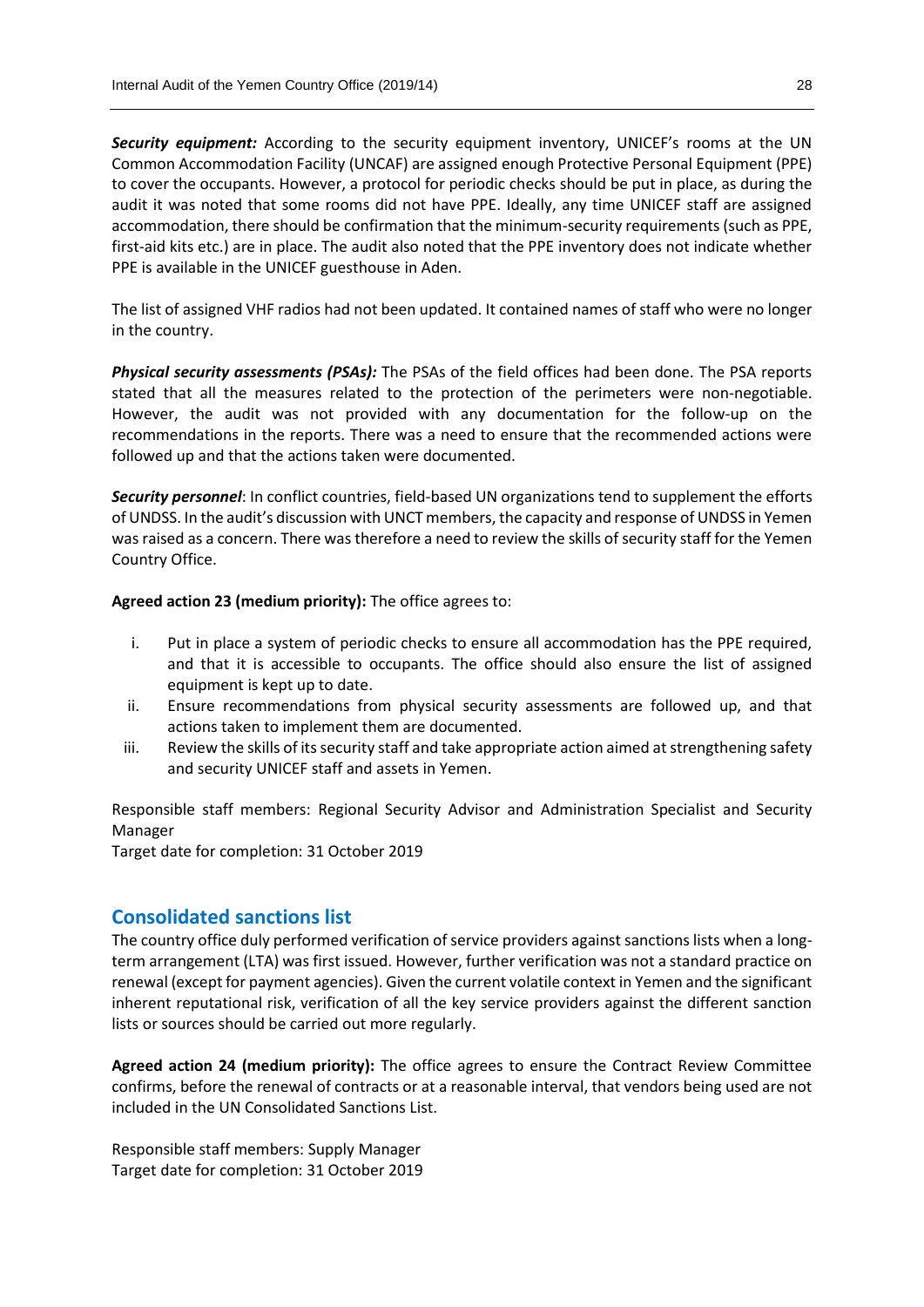***Security equipment:*** According to the security equipment inventory, UNICEF's rooms at the UN Common Accommodation Facility (UNCAF) are assigned enough Protective Personal Equipment (PPE) to cover the occupants. However, a protocol for periodic checks should be put in place, as during the audit it was noted that some rooms did not have PPE. Ideally, any time UNICEF staff are assigned accommodation, there should be confirmation that the minimum-security requirements (such as PPE, first-aid kits etc.) are in place. The audit also noted that the PPE inventory does not indicate whether PPE is available in the UNICEF guesthouse in Aden.

The list of assigned VHF radios had not been updated. It contained names of staff who were no longer in the country.

***Physical security assessments (PSAs):*** The PSAs of the field offices had been done. The PSA reports stated that all the measures related to the protection of the perimeters were non-negotiable. However, the audit was not provided with any documentation for the follow-up on the recommendations in the reports. There was a need to ensure that the recommended actions were followed up and that the actions taken were documented.

***Security personnel***: In conflict countries, field-based UN organizations tend to supplement the efforts of UNDSS. In the audit's discussion with UNCT members, the capacity and response of UNDSS in Yemen was raised as a concern. There was therefore a need to review the skills of security staff for the Yemen Country Office.

**Agreed action 23 (medium priority):** The office agrees to:

i. Put in place a system of periodic checks to ensure all accommodation has the PPE required, and that it is accessible to occupants. The office should also ensure the list of assigned equipment is kept up to date.
ii. Ensure recommendations from physical security assessments are followed up, and that actions taken to implement them are documented.
iii. Review the skills of its security staff and take appropriate action aimed at strengthening safety and security UNICEF staff and assets in Yemen.

Responsible staff members: Regional Security Advisor and Administration Specialist and Security Manager
Target date for completion: 31 October 2019

## Consolidated sanctions list

The country office duly performed verification of service providers against sanctions lists when a long-term arrangement (LTA) was first issued. However, further verification was not a standard practice on renewal (except for payment agencies). Given the current volatile context in Yemen and the significant inherent reputational risk, verification of all the key service providers against the different sanction lists or sources should be carried out more regularly.

**Agreed action 24 (medium priority):** The office agrees to ensure the Contract Review Committee confirms, before the renewal of contracts or at a reasonable interval, that vendors being used are not included in the UN Consolidated Sanctions List.

Responsible staff members: Supply Manager
Target date for completion: 31 October 2019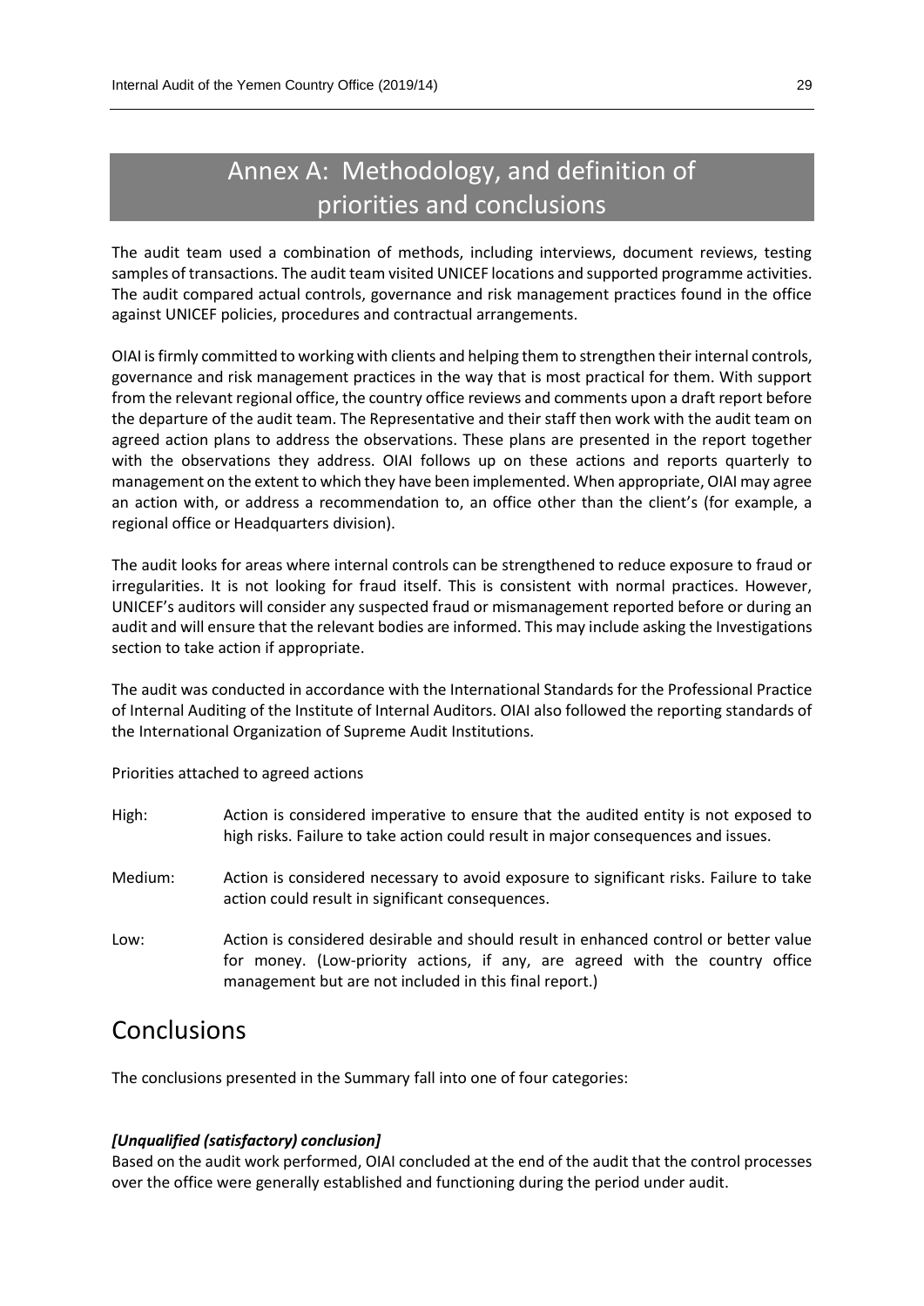# Annex A: Methodology, and definition of priorities and conclusions

The audit team used a combination of methods, including interviews, document reviews, testing samples of transactions. The audit team visited UNICEF locations and supported programme activities. The audit compared actual controls, governance and risk management practices found in the office against UNICEF policies, procedures and contractual arrangements.

OIAI is firmly committed to working with clients and helping them to strengthen their internal controls, governance and risk management practices in the way that is most practical for them. With support from the relevant regional office, the country office reviews and comments upon a draft report before the departure of the audit team. The Representative and their staff then work with the audit team on agreed action plans to address the observations. These plans are presented in the report together with the observations they address. OIAI follows up on these actions and reports quarterly to management on the extent to which they have been implemented. When appropriate, OIAI may agree an action with, or address a recommendation to, an office other than the client's (for example, a regional office or Headquarters division).

The audit looks for areas where internal controls can be strengthened to reduce exposure to fraud or irregularities. It is not looking for fraud itself. This is consistent with normal practices. However, UNICEF's auditors will consider any suspected fraud or mismanagement reported before or during an audit and will ensure that the relevant bodies are informed. This may include asking the Investigations section to take action if appropriate.

The audit was conducted in accordance with the International Standards for the Professional Practice of Internal Auditing of the Institute of Internal Auditors. OIAI also followed the reporting standards of the International Organization of Supreme Audit Institutions.

Priorities attached to agreed actions

High: Action is considered imperative to ensure that the audited entity is not exposed to high risks. Failure to take action could result in major consequences and issues.

Medium: Action is considered necessary to avoid exposure to significant risks. Failure to take action could result in significant consequences.

Low: Action is considered desirable and should result in enhanced control or better value for money. (Low-priority actions, if any, are agreed with the country office management but are not included in this final report.)

## Conclusions

The conclusions presented in the Summary fall into one of four categories:

***[Unqualified (satisfactory) conclusion]***

Based on the audit work performed, OIAI concluded at the end of the audit that the control processes over the office were generally established and functioning during the period under audit.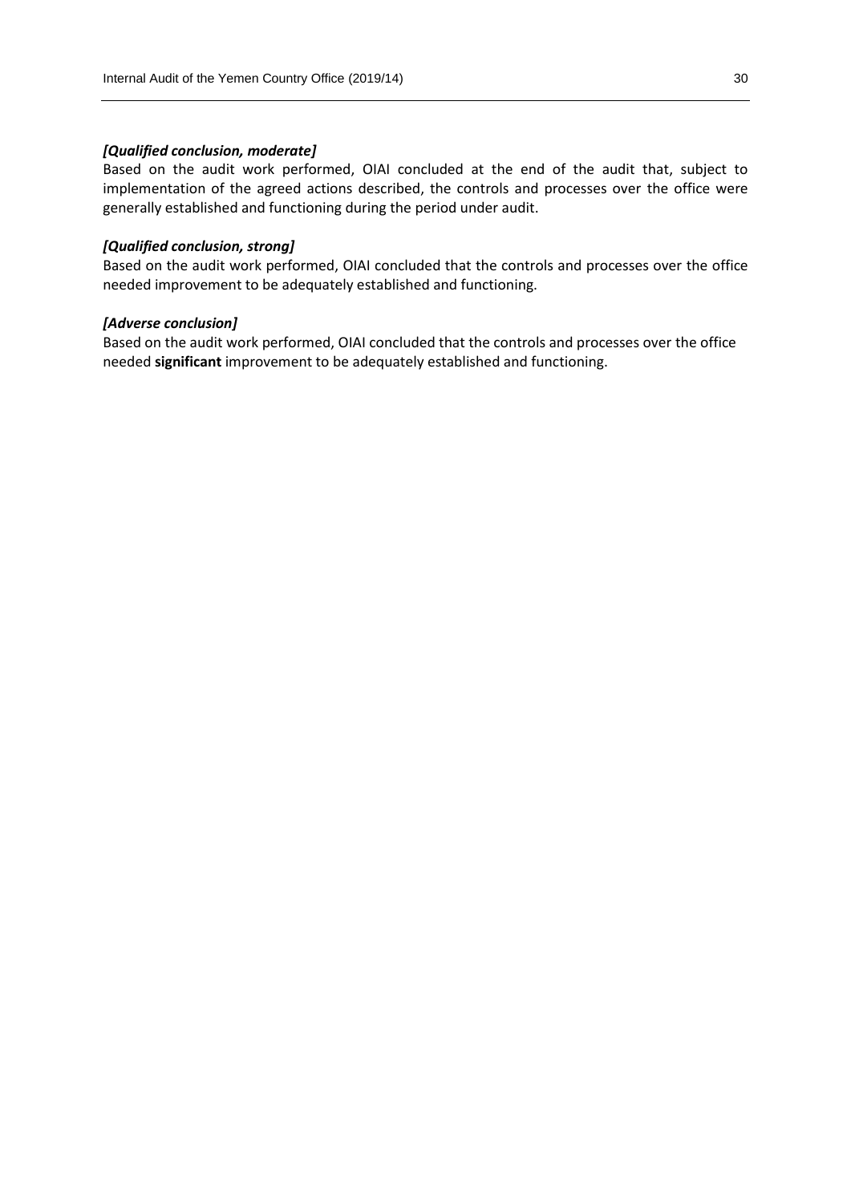***[Qualified conclusion, moderate]***

Based on the audit work performed, OIAI concluded at the end of the audit that, subject to implementation of the agreed actions described, the controls and processes over the office were generally established and functioning during the period under audit.

***[Qualified conclusion, strong]***

Based on the audit work performed, OIAI concluded that the controls and processes over the office needed improvement to be adequately established and functioning.

***[Adverse conclusion]***

Based on the audit work performed, OIAI concluded that the controls and processes over the office needed **significant** improvement to be adequately established and functioning.